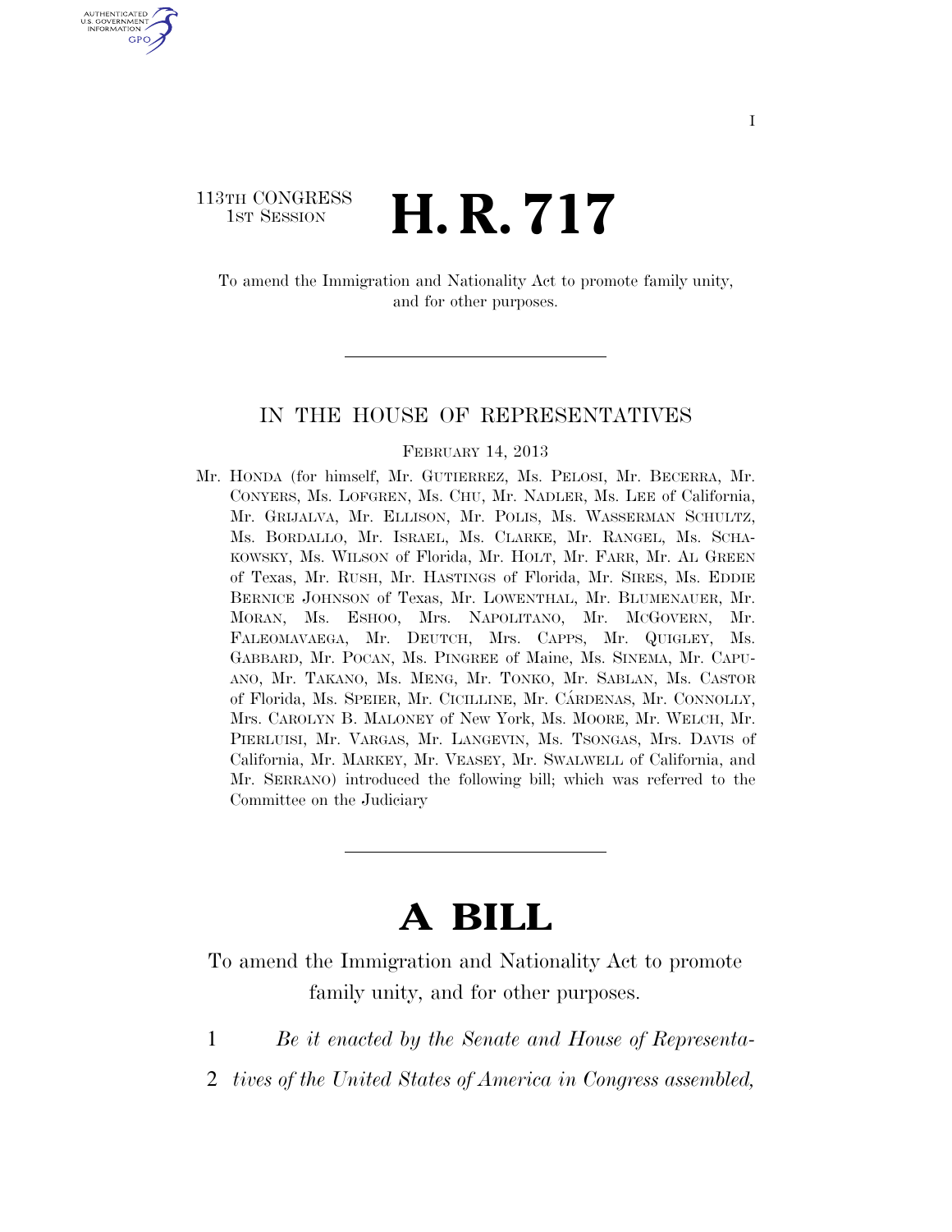113TH CONGRESS
1ST SESSION

# H. R. 717

To amend the Immigration and Nationality Act to promote family unity, and for other purposes.

---

IN THE HOUSE OF REPRESENTATIVES

FEBRUARY 14, 2013

Mr. HONDA (for himself, Mr. GUTIERREZ, Ms. PELOSI, Mr. BECERRA, Mr. CONYERS, Ms. LOFGREN, Ms. CHU, Mr. NADLER, Ms. LEE of California, Mr. GRIJALVA, Mr. ELLISON, Mr. POLIS, Ms. WASSERMAN SCHULTZ, Ms. BORDALLO, Mr. ISRAEL, Ms. CLARKE, Mr. RANGEL, Ms. SCHAKOWSKY, Ms. WILSON of Florida, Mr. HOLT, Mr. FARR, Mr. AL GREEN of Texas, Mr. RUSH, Mr. HASTINGS of Florida, Mr. SIRES, Ms. EDDIE BERNICE JOHNSON of Texas, Mr. LOWENTHAL, Mr. BLUMENAUER, Mr. MORAN, Ms. ESHOO, Mrs. NAPOLITANO, Mr. MCGOVERN, Mr. FALEOMAVAEGA, Mr. DEUTCH, Mrs. CAPPS, Mr. QUIGLEY, Ms. GABBARD, Mr. POCAN, Ms. PINGREE of Maine, Ms. SINEMA, Mr. CAPUANO, Mr. TAKANO, Ms. MENG, Mr. TONKO, Mr. SABLAN, Ms. CASTOR of Florida, Ms. SPEIER, Mr. CICILLINE, Mr. CÁRDENAS, Mr. CONNOLLY, Mrs. CAROLYN B. MALONEY of New York, Ms. MOORE, Mr. WELCH, Mr. PIERLUISI, Mr. VARGAS, Mr. LANGEVIN, Ms. TSONGAS, Mrs. DAVIS of California, Mr. MARKEY, Mr. VEASEY, Mr. SWALWELL of California, and Mr. SERRANO) introduced the following bill; which was referred to the Committee on the Judiciary

---

# A BILL

To amend the Immigration and Nationality Act to promote family unity, and for other purposes.

1 *Be it enacted by the Senate and House of Representa-*
2 *tives of the United States of America in Congress assembled,*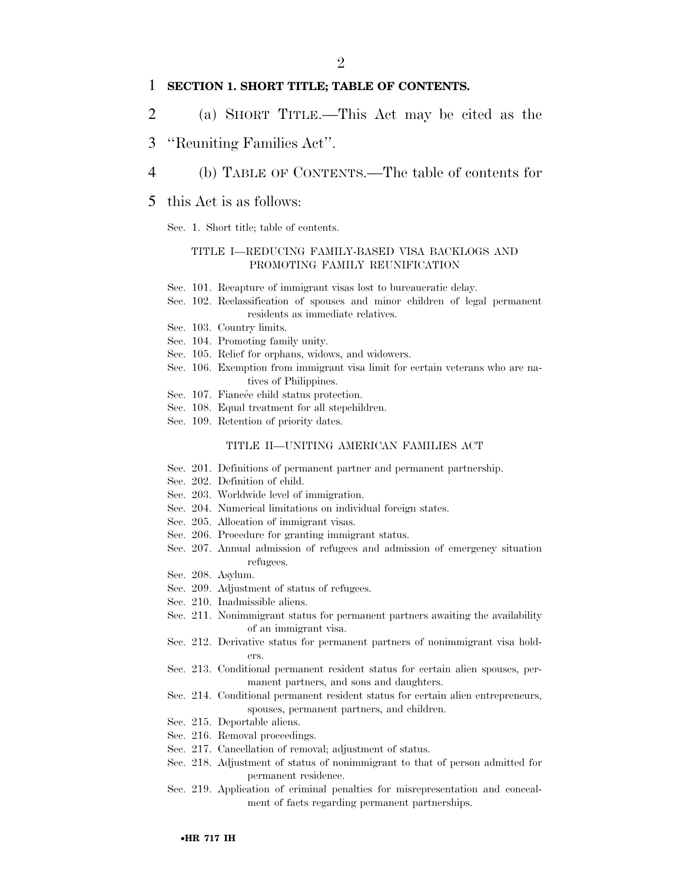**SECTION 1. SHORT TITLE; TABLE OF CONTENTS.**

(a) SHORT TITLE.—This Act may be cited as the "Reuniting Families Act".

(b) TABLE OF CONTENTS.—The table of contents for this Act is as follows:

Sec. 1. Short title; table of contents.

TITLE I—REDUCING FAMILY-BASED VISA BACKLOGS AND PROMOTING FAMILY REUNIFICATION

Sec. 101. Recapture of immigrant visas lost to bureaucratic delay.
Sec. 102. Reclassification of spouses and minor children of legal permanent residents as immediate relatives.
Sec. 103. Country limits.
Sec. 104. Promoting family unity.
Sec. 105. Relief for orphans, widows, and widowers.
Sec. 106. Exemption from immigrant visa limit for certain veterans who are natives of Philippines.
Sec. 107. Fiancée child status protection.
Sec. 108. Equal treatment for all stepchildren.
Sec. 109. Retention of priority dates.

TITLE II—UNITING AMERICAN FAMILIES ACT

Sec. 201. Definitions of permanent partner and permanent partnership.
Sec. 202. Definition of child.
Sec. 203. Worldwide level of immigration.
Sec. 204. Numerical limitations on individual foreign states.
Sec. 205. Allocation of immigrant visas.
Sec. 206. Procedure for granting immigrant status.
Sec. 207. Annual admission of refugees and admission of emergency situation refugees.
Sec. 208. Asylum.
Sec. 209. Adjustment of status of refugees.
Sec. 210. Inadmissible aliens.
Sec. 211. Nonimmigrant status for permanent partners awaiting the availability of an immigrant visa.
Sec. 212. Derivative status for permanent partners of nonimmigrant visa holders.
Sec. 213. Conditional permanent resident status for certain alien spouses, permanent partners, and sons and daughters.
Sec. 214. Conditional permanent resident status for certain alien entrepreneurs, spouses, permanent partners, and children.
Sec. 215. Deportable aliens.
Sec. 216. Removal proceedings.
Sec. 217. Cancellation of removal; adjustment of status.
Sec. 218. Adjustment of status of nonimmigrant to that of person admitted for permanent residence.
Sec. 219. Application of criminal penalties for misrepresentation and concealment of facts regarding permanent partnerships.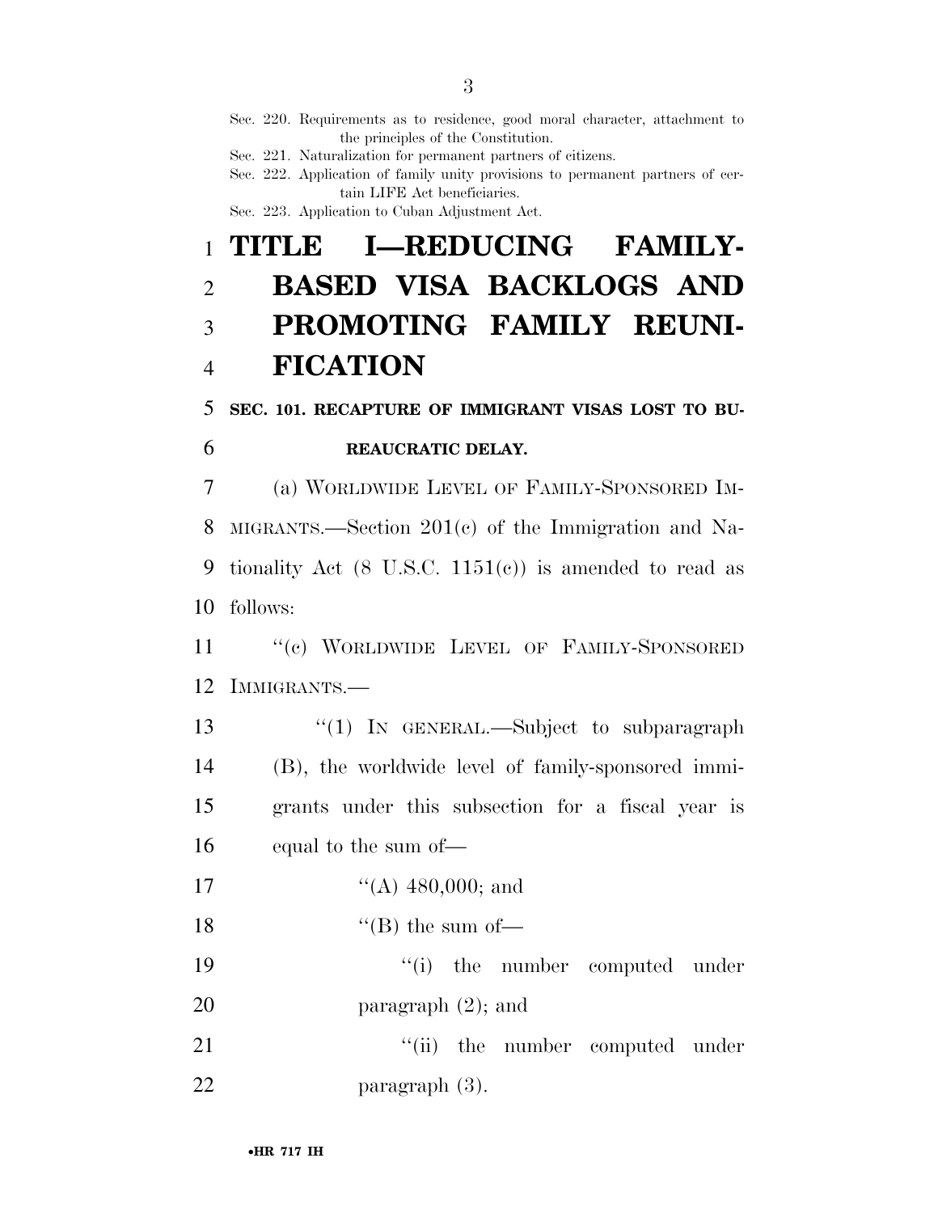Sec. 220. Requirements as to residence, good moral character, attachment to the principles of the Constitution.
Sec. 221. Naturalization for permanent partners of citizens.
Sec. 222. Application of family unity provisions to permanent partners of certain LIFE Act beneficiaries.
Sec. 223. Application to Cuban Adjustment Act.

# TITLE I—REDUCING FAMILY-BASED VISA BACKLOGS AND PROMOTING FAMILY REUNIFICATION

## SEC. 101. RECAPTURE OF IMMIGRANT VISAS LOST TO BUREAUCRATIC DELAY.

(a) WORLDWIDE LEVEL OF FAMILY-SPONSORED IMMIGRANTS.—Section 201(c) of the Immigration and Nationality Act (8 U.S.C. 1151(c)) is amended to read as follows:

"(c) WORLDWIDE LEVEL OF FAMILY-SPONSORED IMMIGRANTS.—

"(1) IN GENERAL.—Subject to subparagraph (B), the worldwide level of family-sponsored immigrants under this subsection for a fiscal year is equal to the sum of—

"(A) 480,000; and

"(B) the sum of—

"(i) the number computed under paragraph (2); and

"(ii) the number computed under paragraph (3).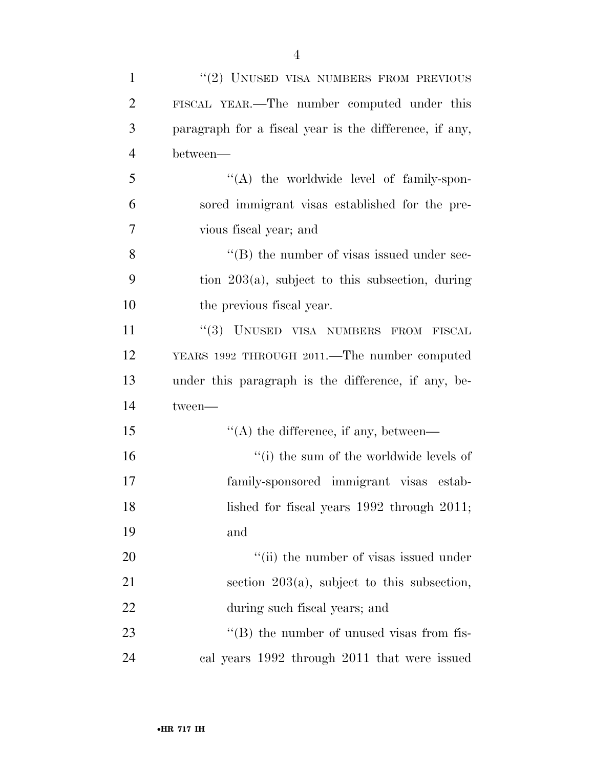"(2) UNUSED VISA NUMBERS FROM PREVIOUS FISCAL YEAR.—The number computed under this paragraph for a fiscal year is the difference, if any, between—

"(A) the worldwide level of family-sponsored immigrant visas established for the previous fiscal year; and

"(B) the number of visas issued under section 203(a), subject to this subsection, during the previous fiscal year.

"(3) UNUSED VISA NUMBERS FROM FISCAL YEARS 1992 THROUGH 2011.—The number computed under this paragraph is the difference, if any, between—

"(A) the difference, if any, between—

"(i) the sum of the worldwide levels of family-sponsored immigrant visas established for fiscal years 1992 through 2011; and

"(ii) the number of visas issued under section 203(a), subject to this subsection, during such fiscal years; and

"(B) the number of unused visas from fiscal years 1992 through 2011 that were issued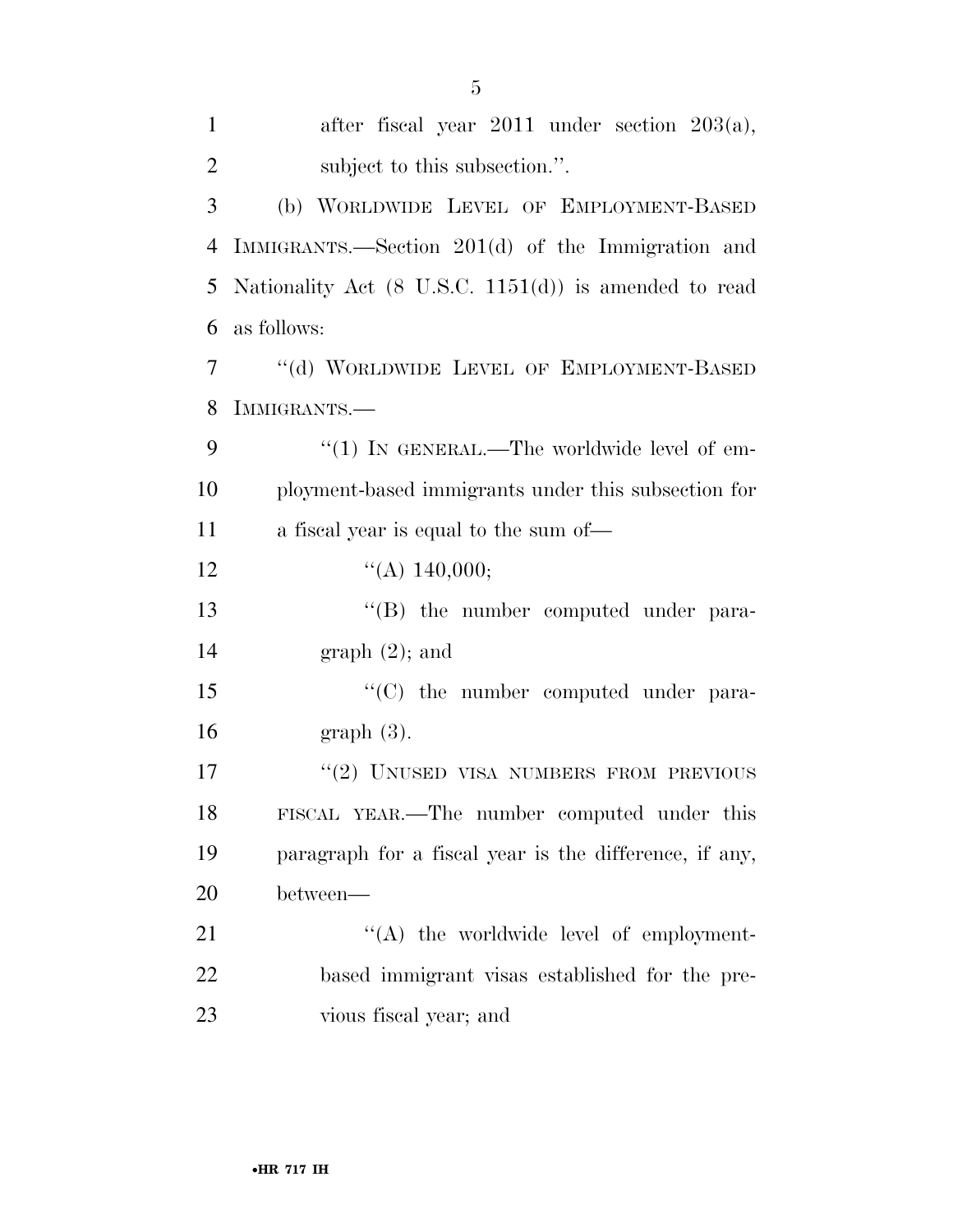after fiscal year 2011 under section 203(a), subject to this subsection.''.

(b) WORLDWIDE LEVEL OF EMPLOYMENT-BASED IMMIGRANTS.—Section 201(d) of the Immigration and Nationality Act (8 U.S.C. 1151(d)) is amended to read as follows:

''(d) WORLDWIDE LEVEL OF EMPLOYMENT-BASED IMMIGRANTS.—

''(1) IN GENERAL.—The worldwide level of employment-based immigrants under this subsection for a fiscal year is equal to the sum of—

''(A) 140,000;

''(B) the number computed under paragraph (2); and

''(C) the number computed under paragraph (3).

''(2) UNUSED VISA NUMBERS FROM PREVIOUS FISCAL YEAR.—The number computed under this paragraph for a fiscal year is the difference, if any, between—

''(A) the worldwide level of employment-based immigrant visas established for the previous fiscal year; and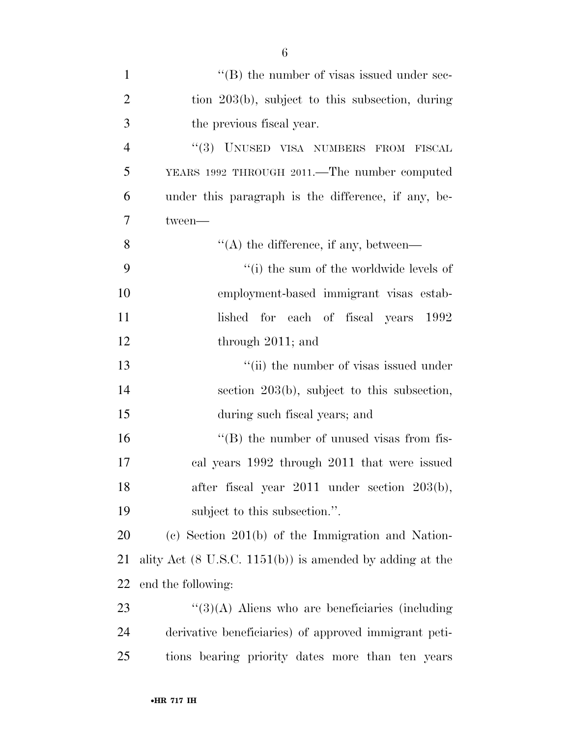''(B) the number of visas issued under section 203(b), subject to this subsection, during the previous fiscal year.

''(3) UNUSED VISA NUMBERS FROM FISCAL YEARS 1992 THROUGH 2011.—The number computed under this paragraph is the difference, if any, between—

''(A) the difference, if any, between—

''(i) the sum of the worldwide levels of employment-based immigrant visas established for each of fiscal years 1992 through 2011; and

''(ii) the number of visas issued under section 203(b), subject to this subsection, during such fiscal years; and

''(B) the number of unused visas from fiscal years 1992 through 2011 that were issued after fiscal year 2011 under section 203(b), subject to this subsection.''.

(c) Section 201(b) of the Immigration and Nationality Act (8 U.S.C. 1151(b)) is amended by adding at the end the following:

''(3)(A) Aliens who are beneficiaries (including derivative beneficiaries) of approved immigrant petitions bearing priority dates more than ten years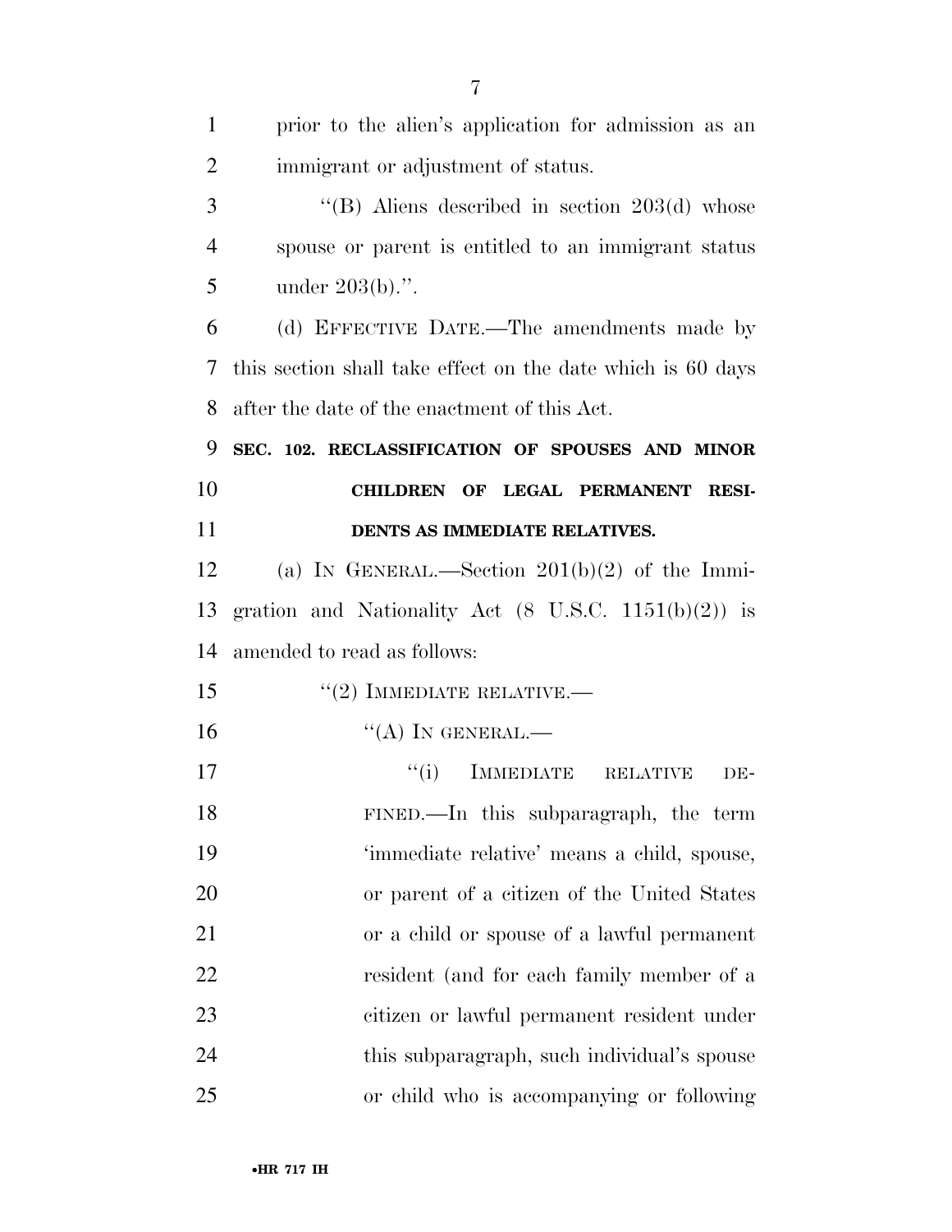prior to the alien's application for admission as an immigrant or adjustment of status.

"(B) Aliens described in section 203(d) whose spouse or parent is entitled to an immigrant status under 203(b).".

(d) EFFECTIVE DATE.—The amendments made by this section shall take effect on the date which is 60 days after the date of the enactment of this Act.

**SEC. 102. RECLASSIFICATION OF SPOUSES AND MINOR CHILDREN OF LEGAL PERMANENT RESIDENTS AS IMMEDIATE RELATIVES.**

(a) IN GENERAL.—Section 201(b)(2) of the Immigration and Nationality Act (8 U.S.C. 1151(b)(2)) is amended to read as follows:

"(2) IMMEDIATE RELATIVE.—

"(A) IN GENERAL.—

"(i) IMMEDIATE RELATIVE DEFINED.—In this subparagraph, the term 'immediate relative' means a child, spouse, or parent of a citizen of the United States or a child or spouse of a lawful permanent resident (and for each family member of a citizen or lawful permanent resident under this subparagraph, such individual's spouse or child who is accompanying or following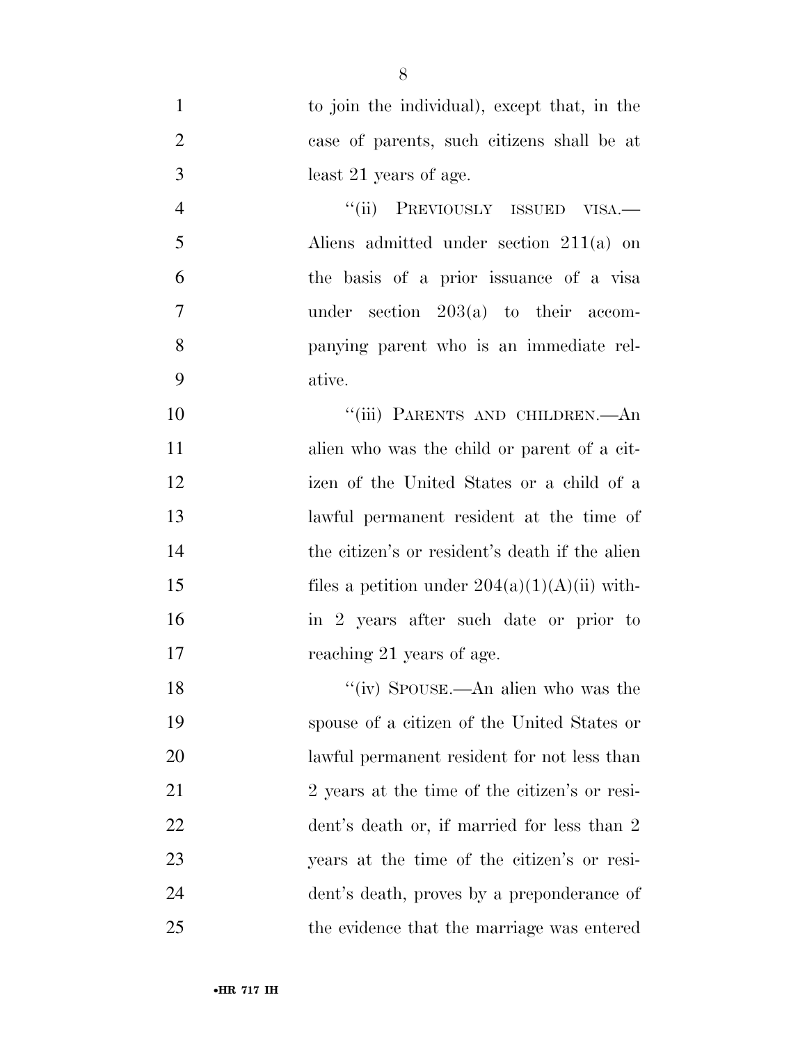to join the individual), except that, in the case of parents, such citizens shall be at least 21 years of age.

''(ii) PREVIOUSLY ISSUED VISA.—Aliens admitted under section 211(a) on the basis of a prior issuance of a visa under section 203(a) to their accompanying parent who is an immediate relative.

''(iii) PARENTS AND CHILDREN.—An alien who was the child or parent of a citizen of the United States or a child of a lawful permanent resident at the time of the citizen's or resident's death if the alien files a petition under 204(a)(1)(A)(ii) within 2 years after such date or prior to reaching 21 years of age.

''(iv) SPOUSE.—An alien who was the spouse of a citizen of the United States or lawful permanent resident for not less than 2 years at the time of the citizen's or resident's death or, if married for less than 2 years at the time of the citizen's or resident's death, proves by a preponderance of the evidence that the marriage was entered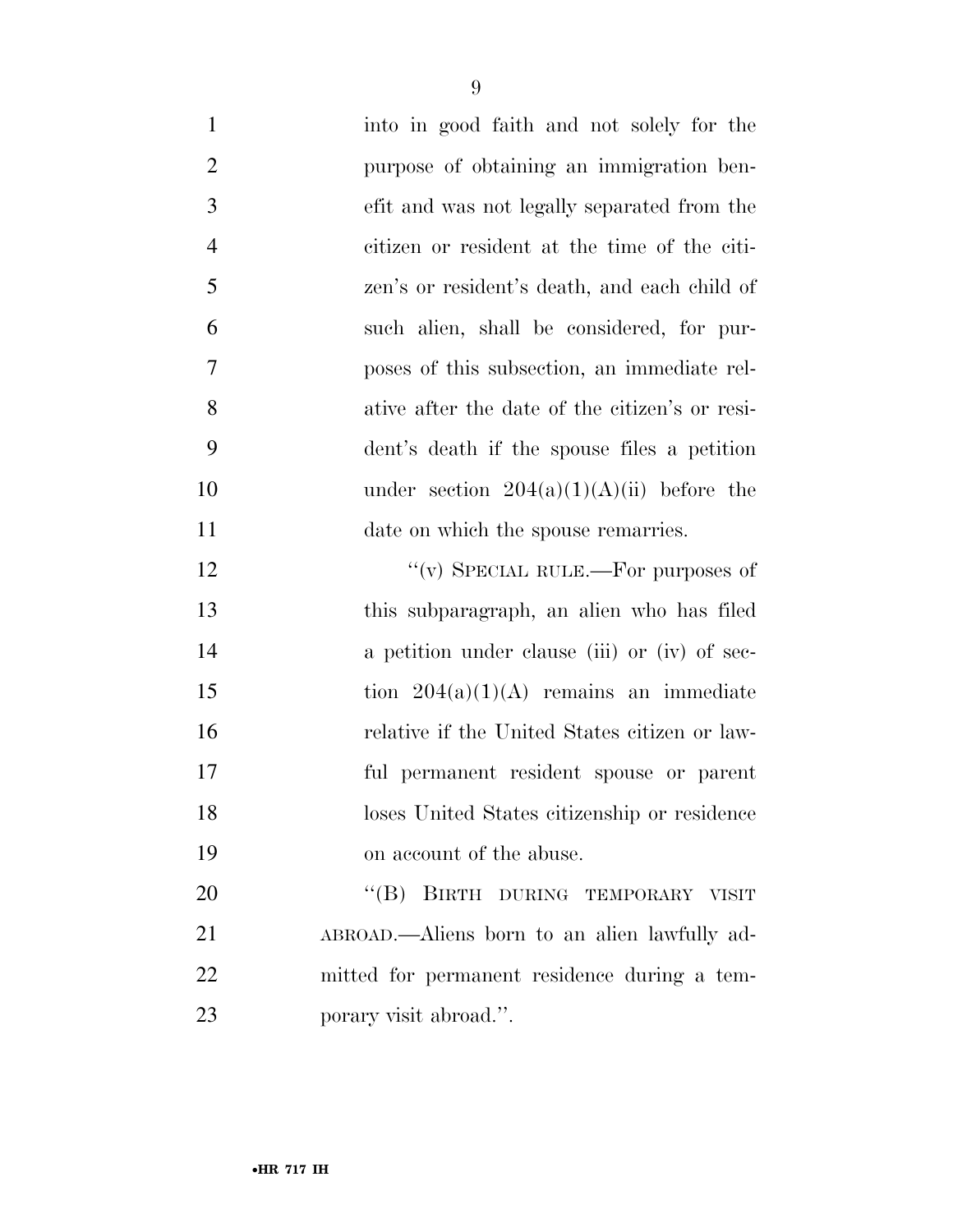into in good faith and not solely for the purpose of obtaining an immigration benefit and was not legally separated from the citizen or resident at the time of the citizen's or resident's death, and each child of such alien, shall be considered, for purposes of this subsection, an immediate relative after the date of the citizen's or resident's death if the spouse files a petition under section 204(a)(1)(A)(ii) before the date on which the spouse remarries.

"(v) SPECIAL RULE.—For purposes of this subparagraph, an alien who has filed a petition under clause (iii) or (iv) of section 204(a)(1)(A) remains an immediate relative if the United States citizen or lawful permanent resident spouse or parent loses United States citizenship or residence on account of the abuse.

"(B) BIRTH DURING TEMPORARY VISIT ABROAD.—Aliens born to an alien lawfully admitted for permanent residence during a temporary visit abroad.".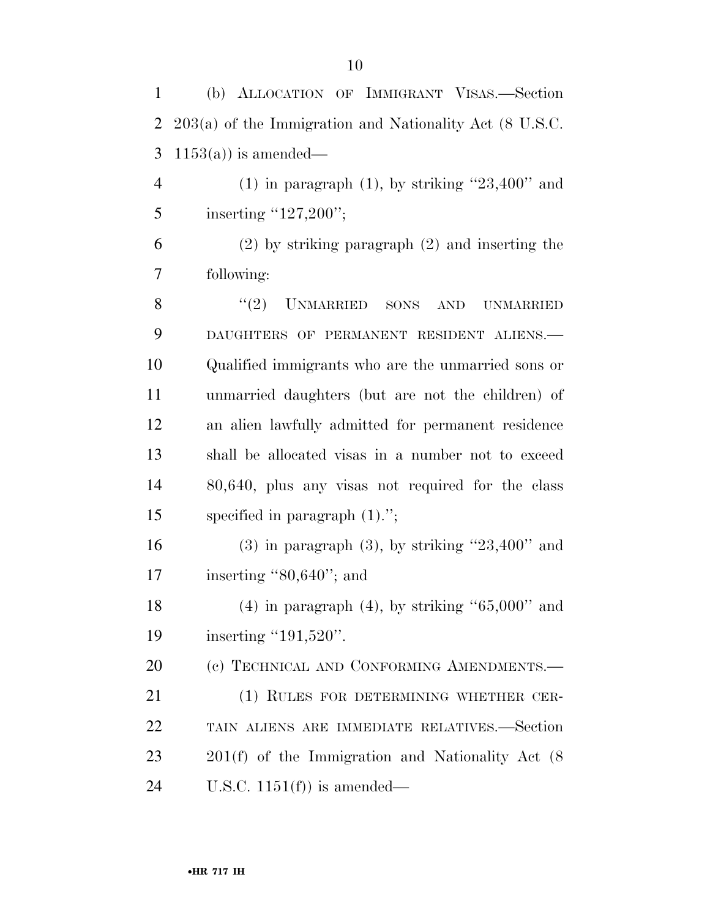(b) ALLOCATION OF IMMIGRANT VISAS.—Section 203(a) of the Immigration and Nationality Act (8 U.S.C. 1153(a)) is amended—

(1) in paragraph (1), by striking ''23,400'' and inserting ''127,200'';

(2) by striking paragraph (2) and inserting the following:

''(2) UNMARRIED SONS AND UNMARRIED DAUGHTERS OF PERMANENT RESIDENT ALIENS.— Qualified immigrants who are the unmarried sons or unmarried daughters (but are not the children) of an alien lawfully admitted for permanent residence shall be allocated visas in a number not to exceed 80,640, plus any visas not required for the class specified in paragraph (1).'';

(3) in paragraph (3), by striking ''23,400'' and inserting ''80,640''; and

(4) in paragraph (4), by striking ''65,000'' and inserting ''191,520''.

(c) TECHNICAL AND CONFORMING AMENDMENTS.—

(1) RULES FOR DETERMINING WHETHER CERTAIN ALIENS ARE IMMEDIATE RELATIVES.—Section 201(f) of the Immigration and Nationality Act (8 U.S.C. 1151(f)) is amended—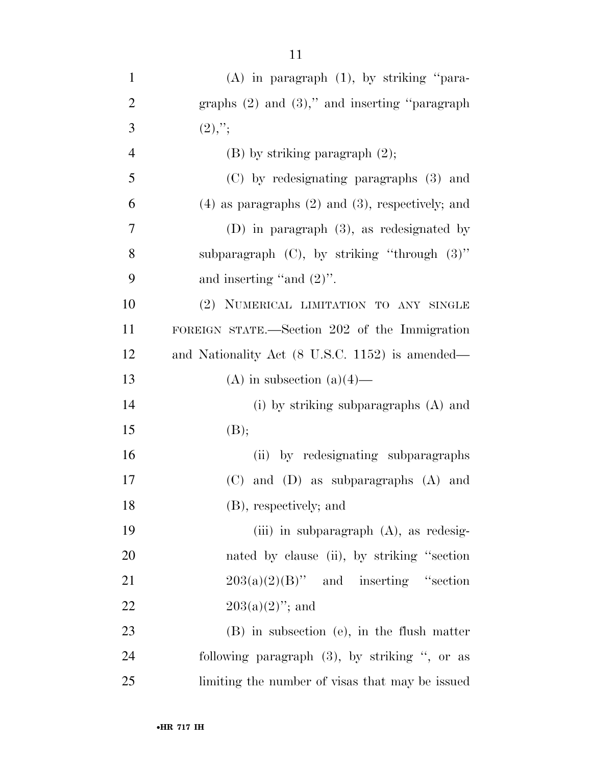(A) in paragraph (1), by striking "paragraphs (2) and (3)," and inserting "paragraph (2),";

(B) by striking paragraph (2);

(C) by redesignating paragraphs (3) and (4) as paragraphs (2) and (3), respectively; and

(D) in paragraph (3), as redesignated by subparagraph (C), by striking "through (3)" and inserting "and (2)".

(2) NUMERICAL LIMITATION TO ANY SINGLE FOREIGN STATE.—Section 202 of the Immigration and Nationality Act (8 U.S.C. 1152) is amended—

(A) in subsection (a)(4)—

(i) by striking subparagraphs (A) and (B);

(ii) by redesignating subparagraphs (C) and (D) as subparagraphs (A) and (B), respectively; and

(iii) in subparagraph (A), as redesignated by clause (ii), by striking "section 203(a)(2)(B)" and inserting "section 203(a)(2)"; and

(B) in subsection (e), in the flush matter following paragraph (3), by striking ", or as limiting the number of visas that may be issued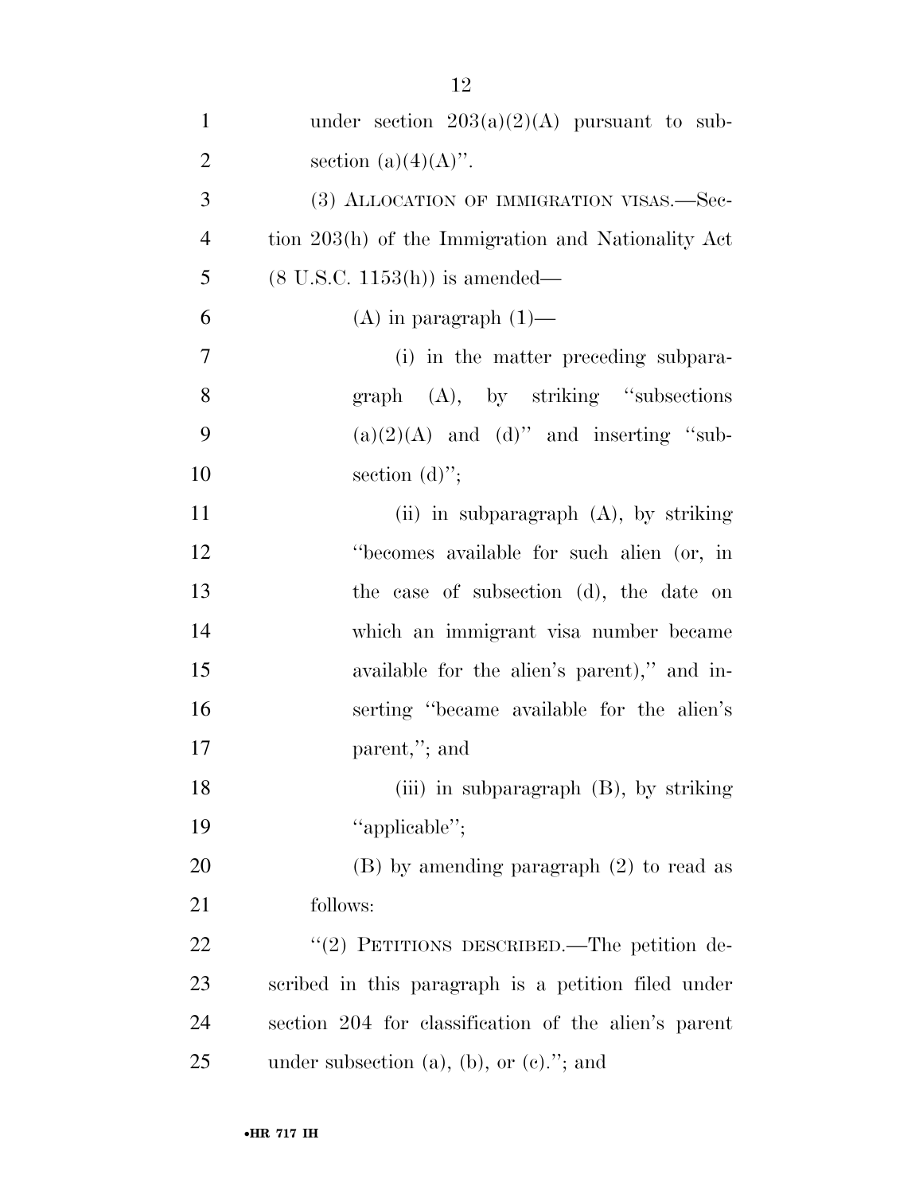under section 203(a)(2)(A) pursuant to subsection (a)(4)(A)''.

(3) ALLOCATION OF IMMIGRATION VISAS.—Section 203(h) of the Immigration and Nationality Act (8 U.S.C. 1153(h)) is amended—

(A) in paragraph (1)—

(i) in the matter preceding subparagraph (A), by striking ''subsections (a)(2)(A) and (d)'' and inserting ''subsection (d)'';

(ii) in subparagraph (A), by striking ''becomes available for such alien (or, in the case of subsection (d), the date on which an immigrant visa number became available for the alien's parent),'' and inserting ''became available for the alien's parent,''; and

(iii) in subparagraph (B), by striking ''applicable'';

(B) by amending paragraph (2) to read as follows:

''(2) PETITIONS DESCRIBED.—The petition described in this paragraph is a petition filed under section 204 for classification of the alien's parent under subsection (a), (b), or (c).''; and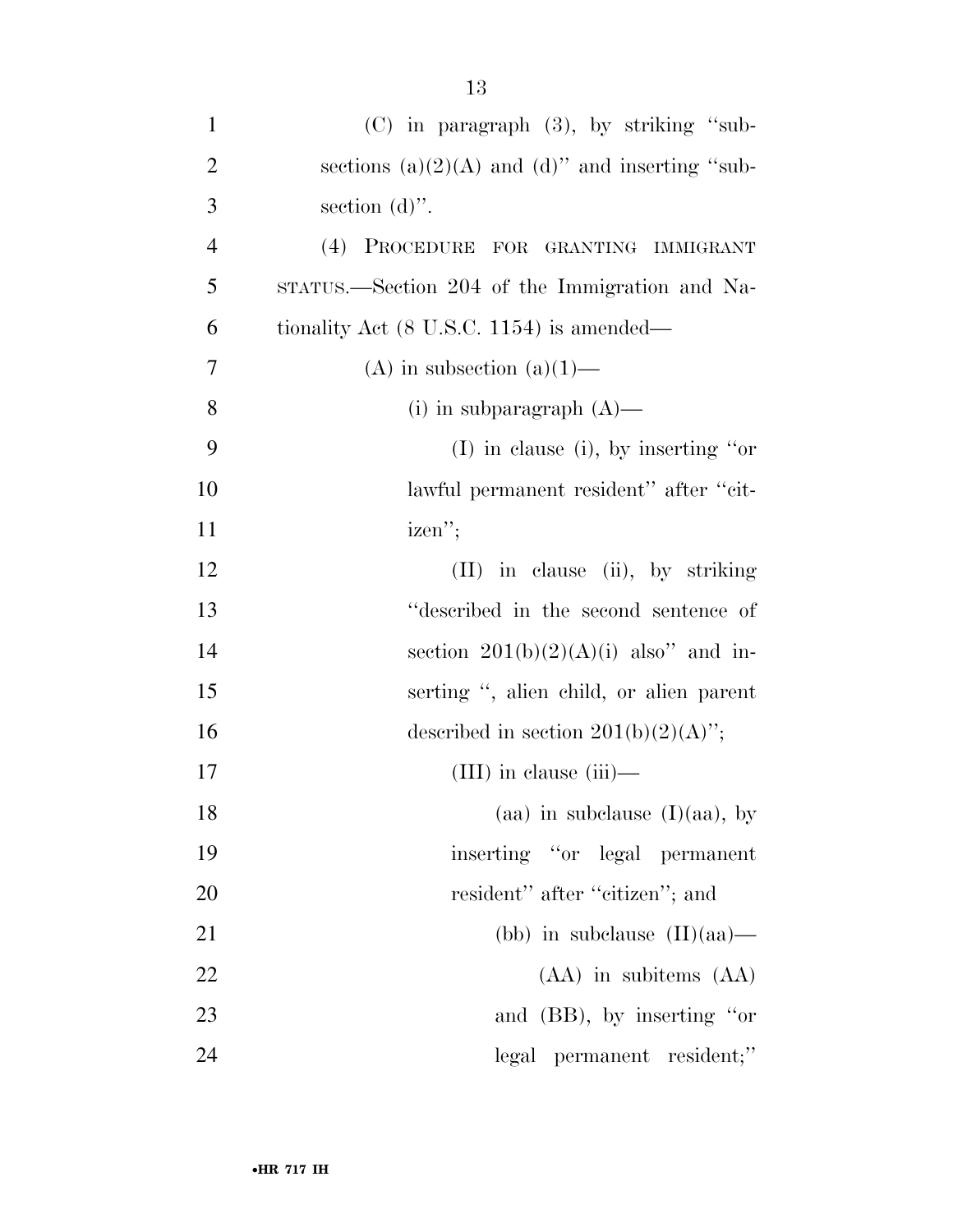(C) in paragraph (3), by striking ''subsections (a)(2)(A) and (d)'' and inserting ''subsection (d)''.

(4) PROCEDURE FOR GRANTING IMMIGRANT STATUS.—Section 204 of the Immigration and Nationality Act (8 U.S.C. 1154) is amended—

(A) in subsection (a)(1)—

(i) in subparagraph (A)—

(I) in clause (i), by inserting ''or lawful permanent resident'' after ''citizen'';

(II) in clause (ii), by striking ''described in the second sentence of section 201(b)(2)(A)(i) also'' and inserting '', alien child, or alien parent described in section 201(b)(2)(A)'';

(III) in clause (iii)—

(aa) in subclause (I)(aa), by inserting ''or legal permanent resident'' after ''citizen''; and

(bb) in subclause (II)(aa)—

(AA) in subitems (AA) and (BB), by inserting ''or legal permanent resident;''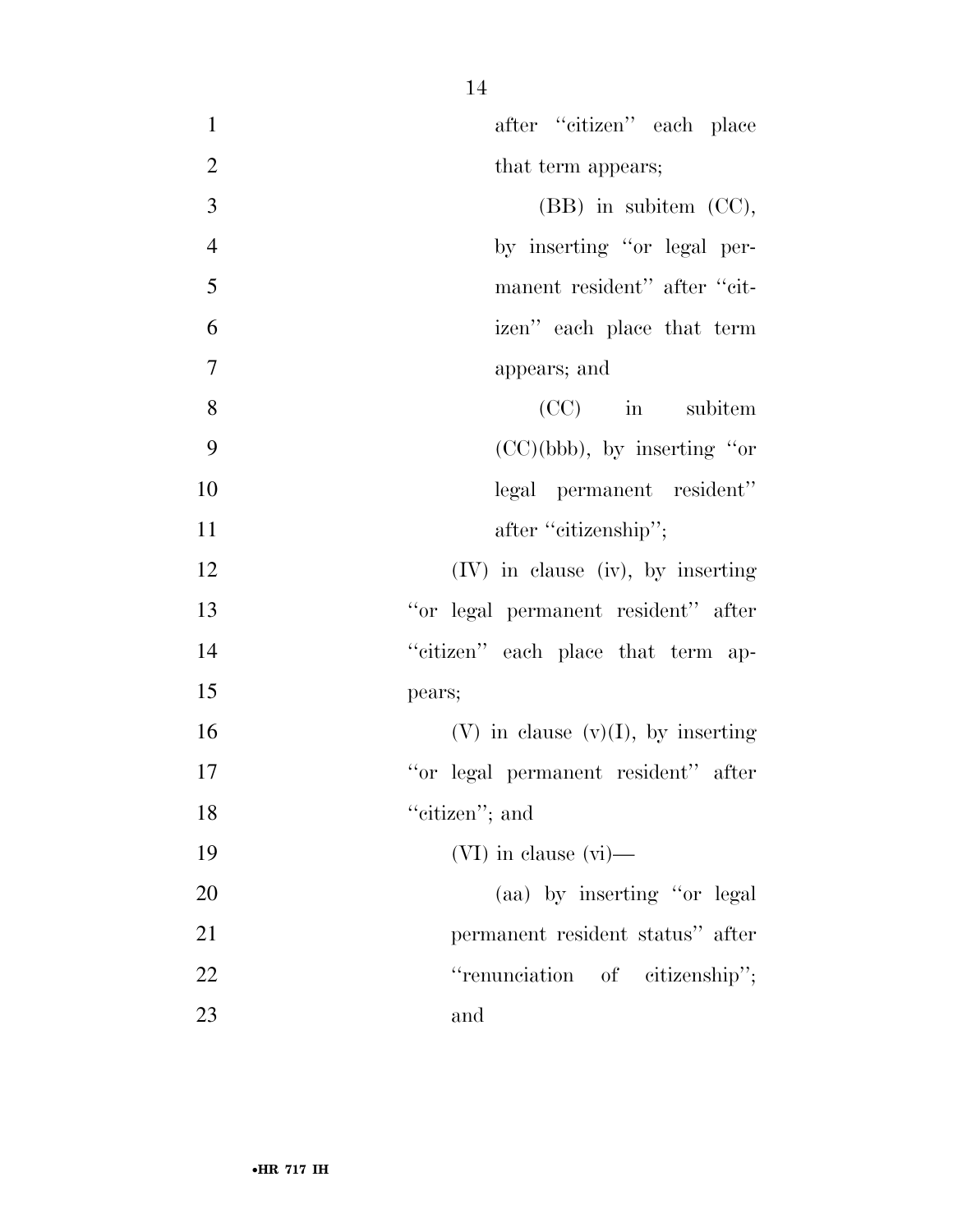after "citizen" each place that term appears;

(BB) in subitem (CC), by inserting "or legal permanent resident" after "citizen" each place that term appears; and

(CC) in subitem (CC)(bbb), by inserting "or legal permanent resident" after "citizenship";

(IV) in clause (iv), by inserting "or legal permanent resident" after "citizen" each place that term appears;

(V) in clause (v)(I), by inserting "or legal permanent resident" after "citizen"; and

(VI) in clause (vi)—

(aa) by inserting "or legal permanent resident status" after "renunciation of citizenship"; and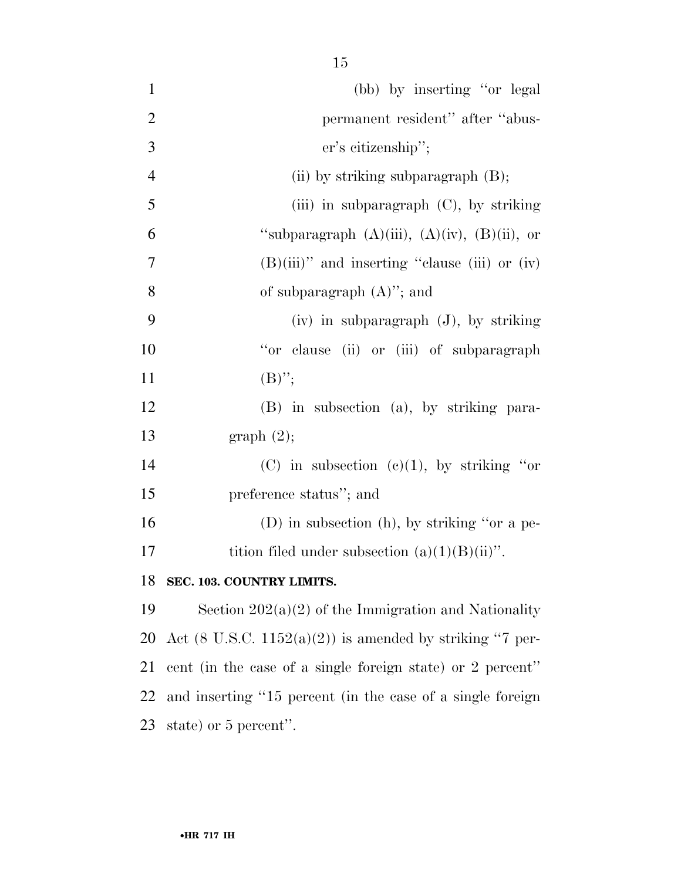(bb) by inserting "or legal permanent resident" after "abuser's citizenship";

(ii) by striking subparagraph (B);

(iii) in subparagraph (C), by striking "subparagraph (A)(iii), (A)(iv), (B)(ii), or (B)(iii)" and inserting "clause (iii) or (iv) of subparagraph (A)"; and

(iv) in subparagraph (J), by striking "or clause (ii) or (iii) of subparagraph (B)";

(B) in subsection (a), by striking paragraph (2);

(C) in subsection (c)(1), by striking "or preference status"; and

(D) in subsection (h), by striking "or a petition filed under subsection (a)(1)(B)(ii)".

**SEC. 103. COUNTRY LIMITS.**

Section 202(a)(2) of the Immigration and Nationality Act (8 U.S.C. 1152(a)(2)) is amended by striking "7 percent (in the case of a single foreign state) or 2 percent" and inserting "15 percent (in the case of a single foreign state) or 5 percent".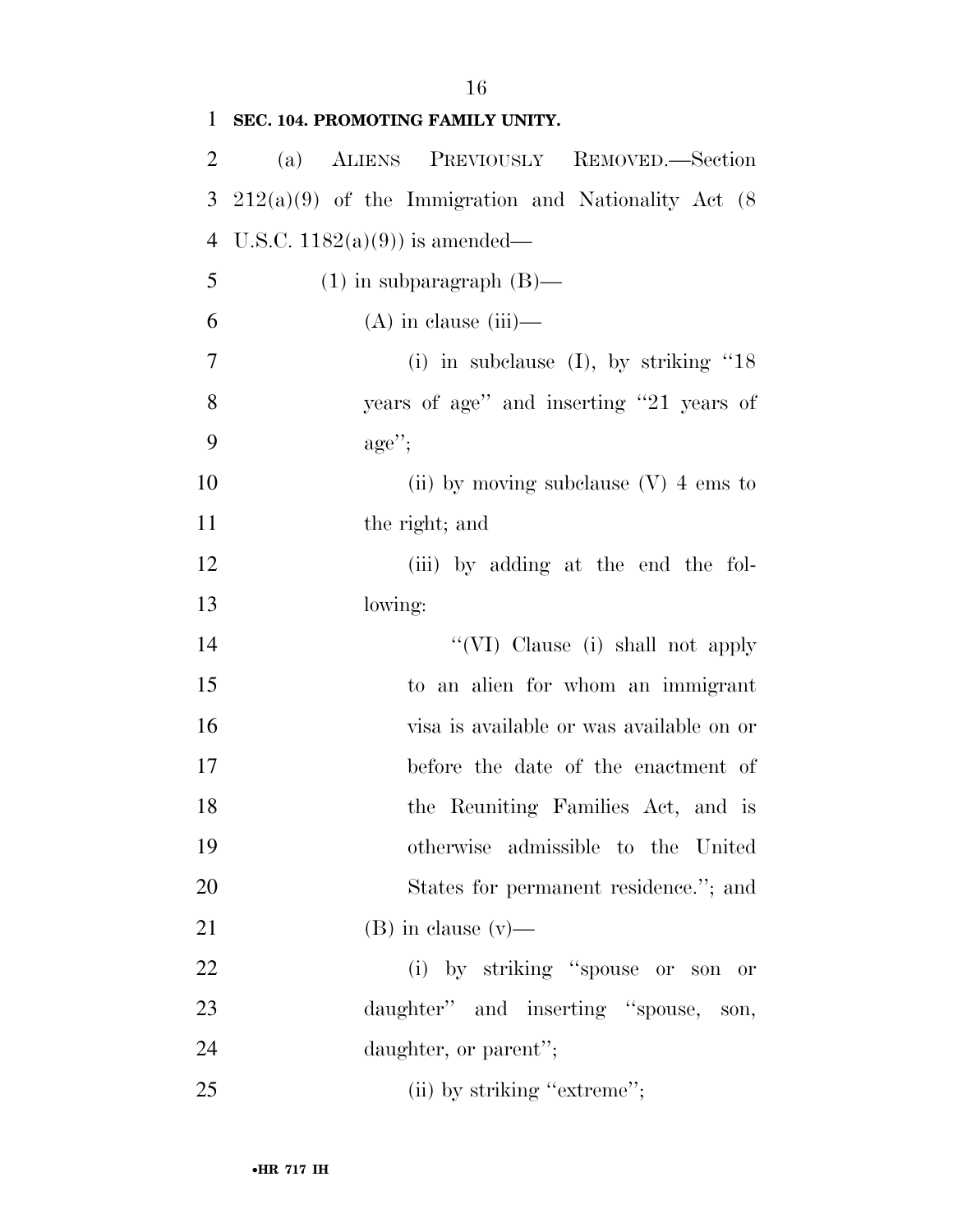**SEC. 104. PROMOTING FAMILY UNITY.**

(a) ALIENS PREVIOUSLY REMOVED.—Section 212(a)(9) of the Immigration and Nationality Act (8 U.S.C. 1182(a)(9)) is amended—

(1) in subparagraph (B)—

(A) in clause (iii)—

(i) in subclause (I), by striking "18 years of age" and inserting "21 years of age";

(ii) by moving subclause (V) 4 ems to the right; and

(iii) by adding at the end the following:

"(VI) Clause (i) shall not apply to an alien for whom an immigrant visa is available or was available on or before the date of the enactment of the Reuniting Families Act, and is otherwise admissible to the United States for permanent residence."; and

(B) in clause (v)—

(i) by striking "spouse or son or daughter" and inserting "spouse, son, daughter, or parent";

(ii) by striking "extreme";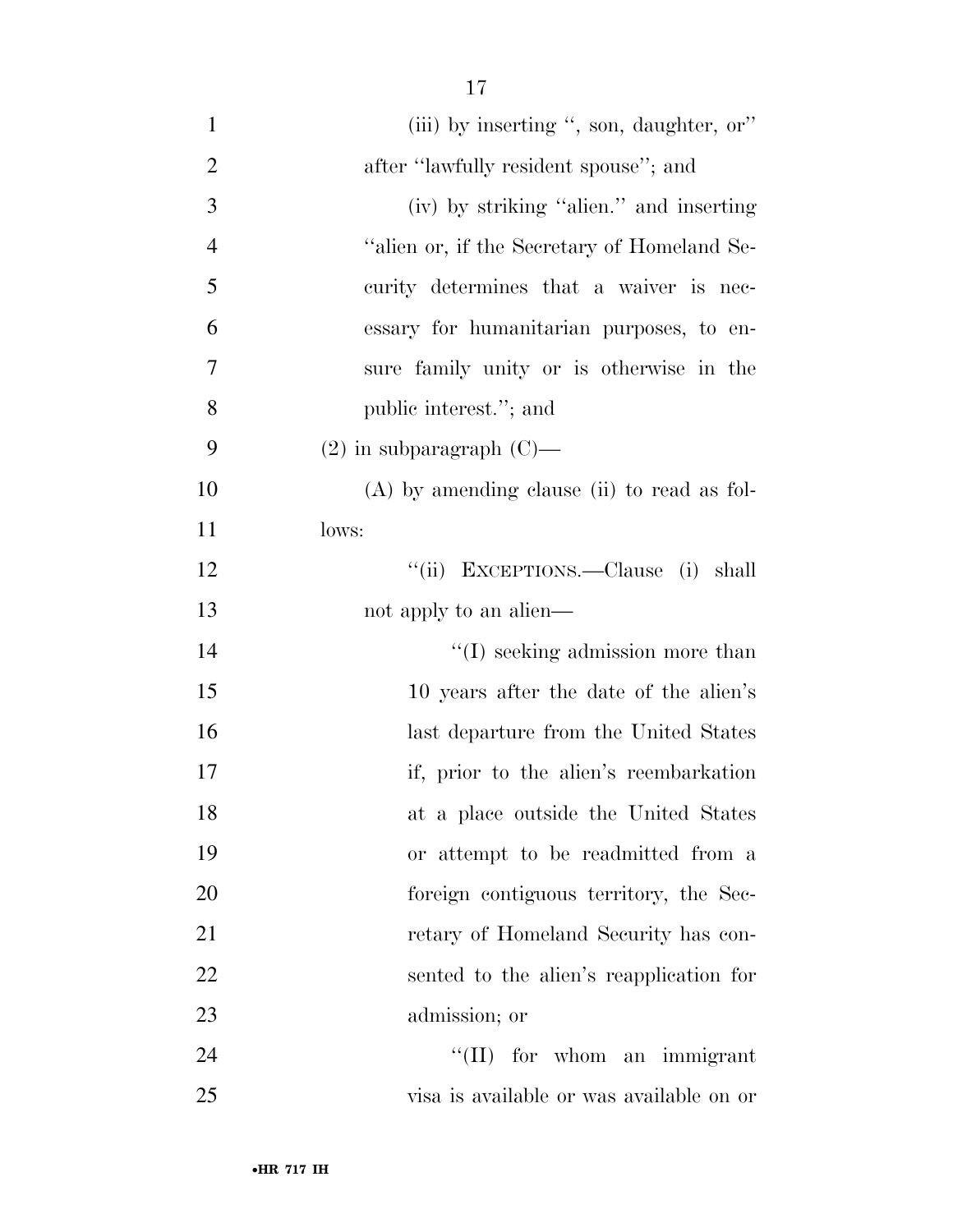(iii) by inserting '', son, daughter, or'' after ''lawfully resident spouse''; and

(iv) by striking ''alien.'' and inserting ''alien or, if the Secretary of Homeland Security determines that a waiver is necessary for humanitarian purposes, to ensure family unity or is otherwise in the public interest.''; and

(2) in subparagraph (C)—

(A) by amending clause (ii) to read as follows:

''(ii) EXCEPTIONS.—Clause (i) shall not apply to an alien—

''(I) seeking admission more than 10 years after the date of the alien's last departure from the United States if, prior to the alien's reembarkation at a place outside the United States or attempt to be readmitted from a foreign contiguous territory, the Secretary of Homeland Security has consented to the alien's reapplication for admission; or

''(II) for whom an immigrant visa is available or was available on or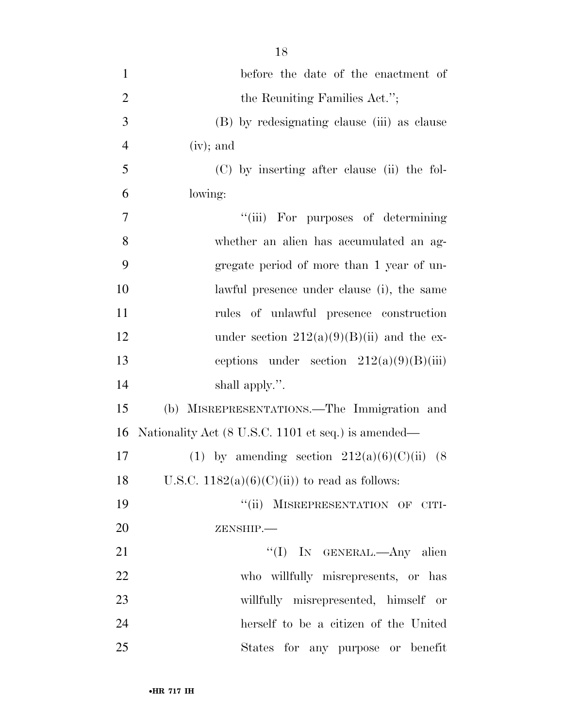before the date of the enactment of the Reuniting Families Act.'';

(B) by redesignating clause (iii) as clause (iv); and

(C) by inserting after clause (ii) the following:

''(iii) For purposes of determining whether an alien has accumulated an aggregate period of more than 1 year of unlawful presence under clause (i), the same rules of unlawful presence construction under section 212(a)(9)(B)(ii) and the exceptions under section 212(a)(9)(B)(iii) shall apply.''.

(b) MISREPRESENTATIONS.—The Immigration and Nationality Act (8 U.S.C. 1101 et seq.) is amended—

(1) by amending section 212(a)(6)(C)(ii) (8 U.S.C. 1182(a)(6)(C)(ii)) to read as follows:

''(ii) MISREPRESENTATION OF CITIZENSHIP.—

''(I) IN GENERAL.—Any alien who willfully misrepresents, or has willfully misrepresented, himself or herself to be a citizen of the United States for any purpose or benefit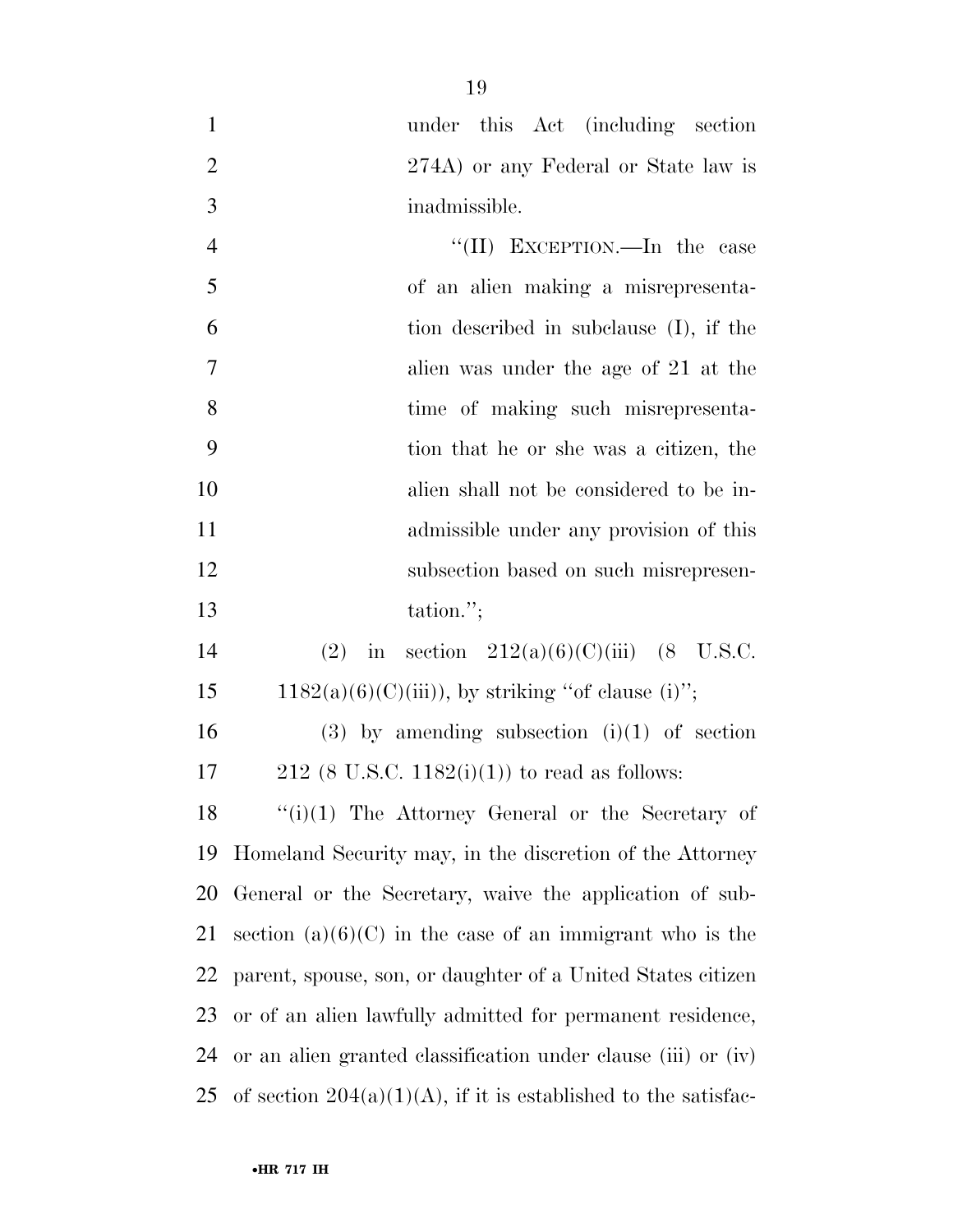under this Act (including section 274A) or any Federal or State law is inadmissible.

''(II) EXCEPTION.—In the case of an alien making a misrepresentation described in subclause (I), if the alien was under the age of 21 at the time of making such misrepresentation that he or she was a citizen, the alien shall not be considered to be inadmissible under any provision of this subsection based on such misrepresentation.'';

(2) in section 212(a)(6)(C)(iii) (8 U.S.C. 1182(a)(6)(C)(iii)), by striking ''of clause (i)'';

(3) by amending subsection (i)(1) of section 212 (8 U.S.C. 1182(i)(1)) to read as follows:

''(i)(1) The Attorney General or the Secretary of Homeland Security may, in the discretion of the Attorney General or the Secretary, waive the application of subsection (a)(6)(C) in the case of an immigrant who is the parent, spouse, son, or daughter of a United States citizen or of an alien lawfully admitted for permanent residence, or an alien granted classification under clause (iii) or (iv) of section 204(a)(1)(A), if it is established to the satisfac-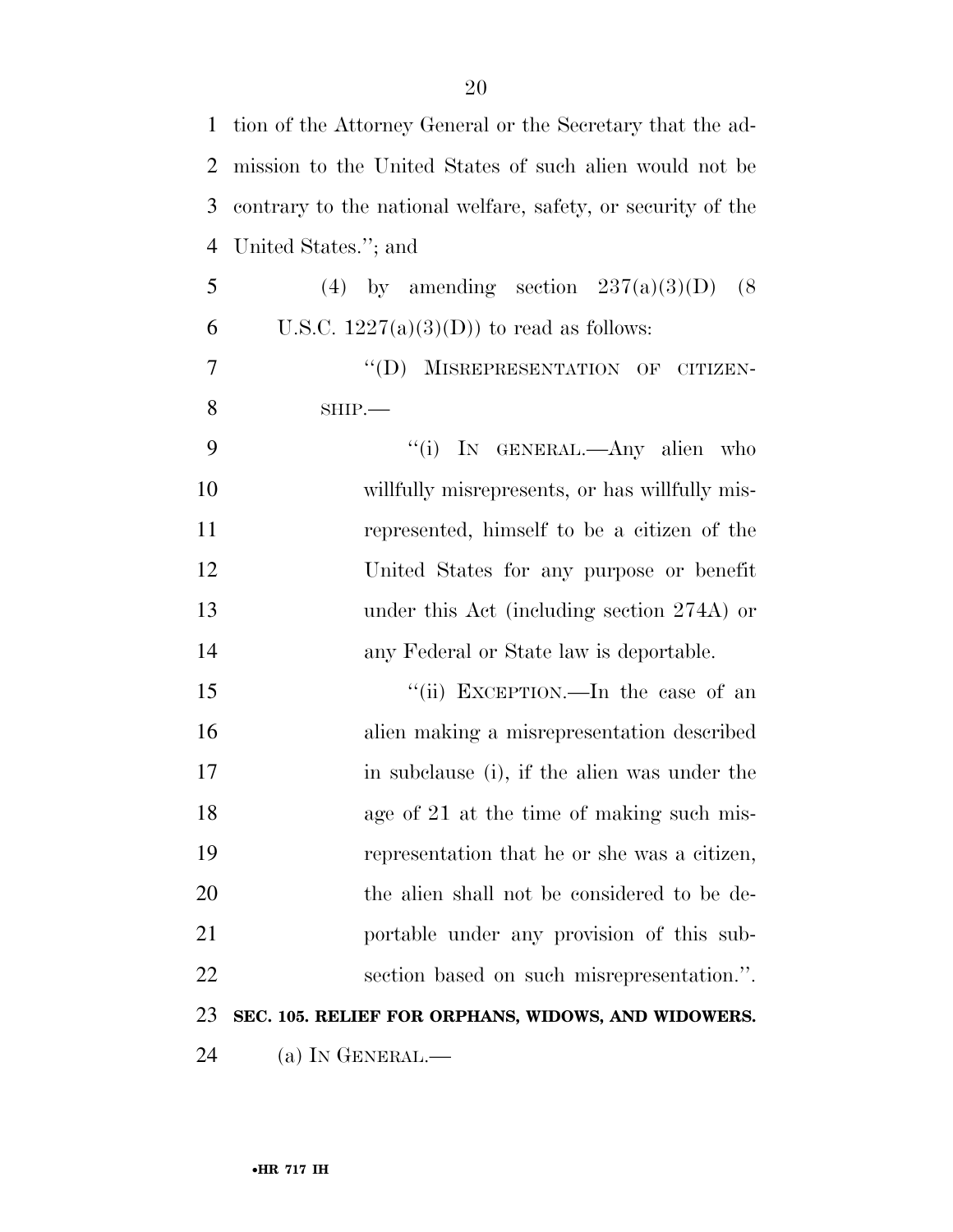tion of the Attorney General or the Secretary that the admission to the United States of such alien would not be contrary to the national welfare, safety, or security of the United States.''; and

(4) by amending section 237(a)(3)(D) (8 U.S.C. 1227(a)(3)(D)) to read as follows:

> ''(D) MISREPRESENTATION OF CITIZENSHIP.—
>
> ''(i) IN GENERAL.—Any alien who willfully misrepresents, or has willfully misrepresented, himself to be a citizen of the United States for any purpose or benefit under this Act (including section 274A) or any Federal or State law is deportable.
>
> ''(ii) EXCEPTION.—In the case of an alien making a misrepresentation described in subclause (i), if the alien was under the age of 21 at the time of making such misrepresentation that he or she was a citizen, the alien shall not be considered to be deportable under any provision of this subsection based on such misrepresentation.''.

**SEC. 105. RELIEF FOR ORPHANS, WIDOWS, AND WIDOWERS.**

(a) IN GENERAL.—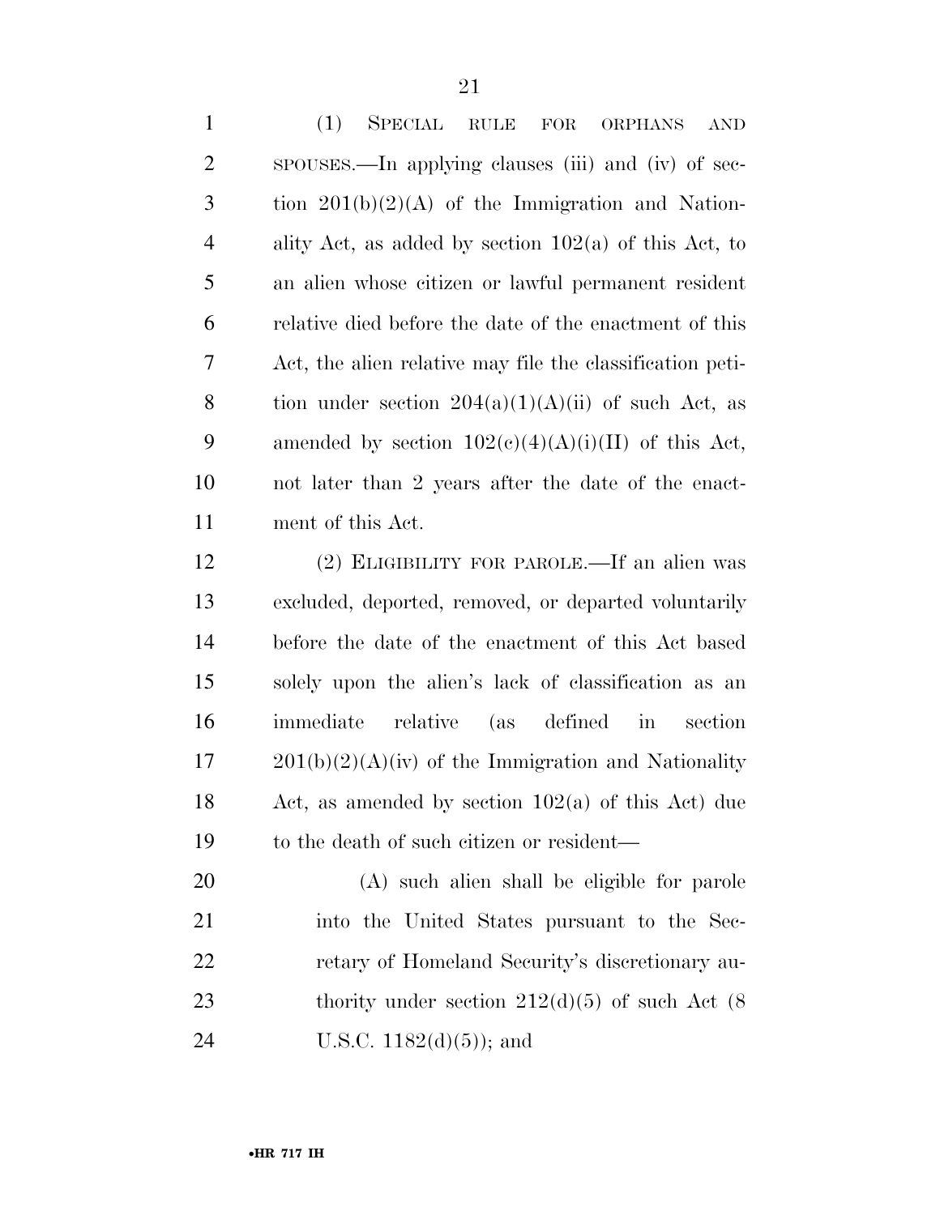(1) SPECIAL RULE FOR ORPHANS AND SPOUSES.—In applying clauses (iii) and (iv) of section 201(b)(2)(A) of the Immigration and Nationality Act, as added by section 102(a) of this Act, to an alien whose citizen or lawful permanent resident relative died before the date of the enactment of this Act, the alien relative may file the classification petition under section 204(a)(1)(A)(ii) of such Act, as amended by section 102(c)(4)(A)(i)(II) of this Act, not later than 2 years after the date of the enactment of this Act.

(2) ELIGIBILITY FOR PAROLE.—If an alien was excluded, deported, removed, or departed voluntarily before the date of the enactment of this Act based solely upon the alien's lack of classification as an immediate relative (as defined in section 201(b)(2)(A)(iv) of the Immigration and Nationality Act, as amended by section 102(a) of this Act) due to the death of such citizen or resident—

(A) such alien shall be eligible for parole into the United States pursuant to the Secretary of Homeland Security's discretionary authority under section 212(d)(5) of such Act (8 U.S.C. 1182(d)(5)); and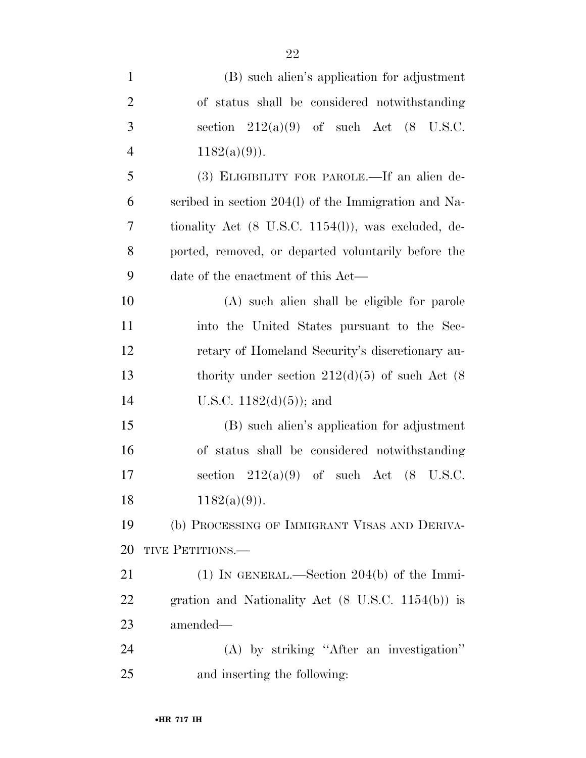(B) such alien's application for adjustment of status shall be considered notwithstanding section 212(a)(9) of such Act (8 U.S.C. 1182(a)(9)).

(3) ELIGIBILITY FOR PAROLE.—If an alien described in section 204(l) of the Immigration and Nationality Act (8 U.S.C. 1154(l)), was excluded, deported, removed, or departed voluntarily before the date of the enactment of this Act—

(A) such alien shall be eligible for parole into the United States pursuant to the Secretary of Homeland Security's discretionary authority under section 212(d)(5) of such Act (8 U.S.C. 1182(d)(5)); and

(B) such alien's application for adjustment of status shall be considered notwithstanding section 212(a)(9) of such Act (8 U.S.C. 1182(a)(9)).

(b) PROCESSING OF IMMIGRANT VISAS AND DERIVATIVE PETITIONS.—

(1) IN GENERAL.—Section 204(b) of the Immigration and Nationality Act (8 U.S.C. 1154(b)) is amended—

(A) by striking "After an investigation" and inserting the following: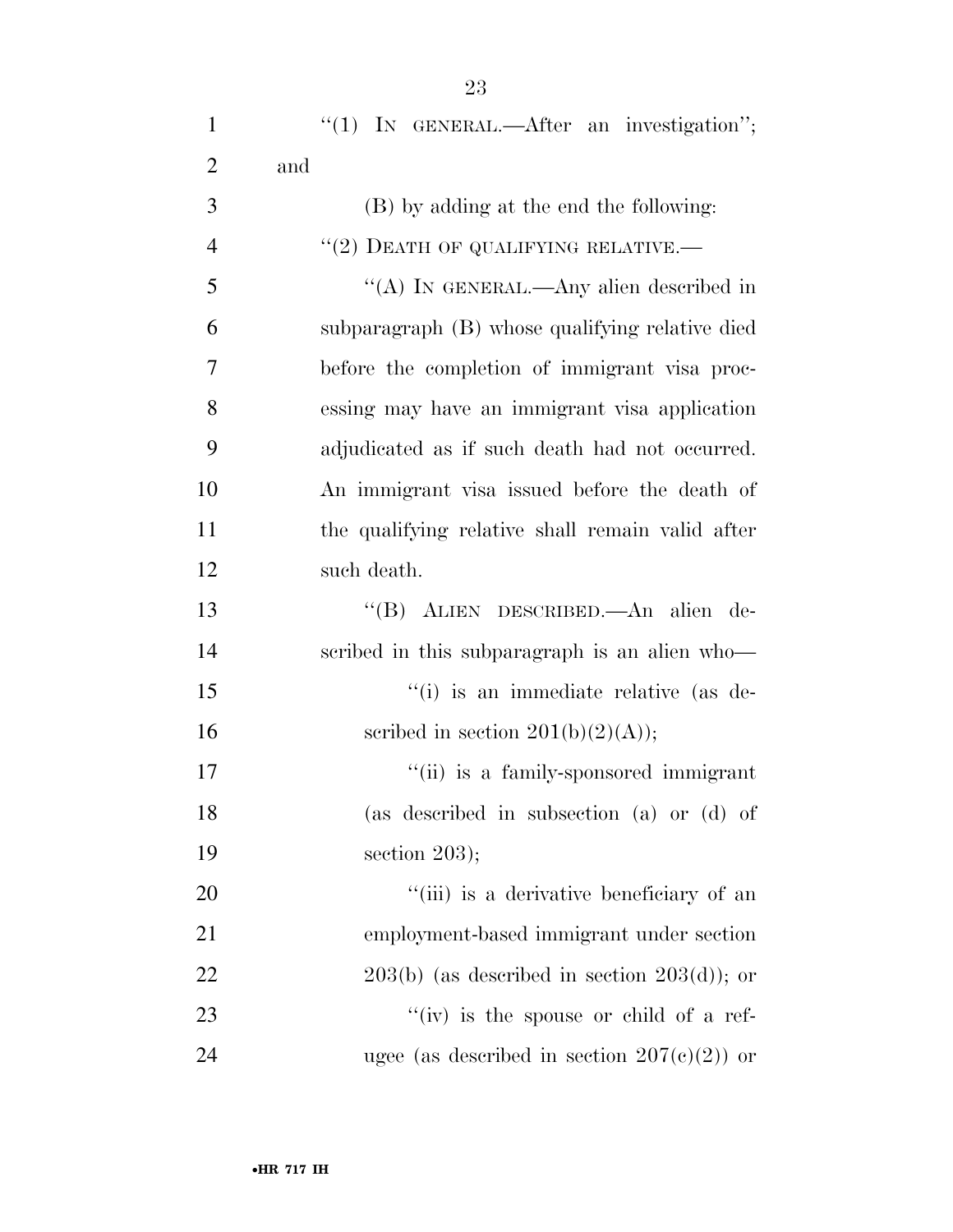"(1) IN GENERAL.—After an investigation"; and

(B) by adding at the end the following:

"(2) DEATH OF QUALIFYING RELATIVE.—

"(A) IN GENERAL.—Any alien described in subparagraph (B) whose qualifying relative died before the completion of immigrant visa processing may have an immigrant visa application adjudicated as if such death had not occurred. An immigrant visa issued before the death of the qualifying relative shall remain valid after such death.

"(B) ALIEN DESCRIBED.—An alien described in this subparagraph is an alien who—

"(i) is an immediate relative (as described in section 201(b)(2)(A));

"(ii) is a family-sponsored immigrant (as described in subsection (a) or (d) of section 203);

"(iii) is a derivative beneficiary of an employment-based immigrant under section 203(b) (as described in section 203(d)); or

"(iv) is the spouse or child of a refugee (as described in section 207(c)(2)) or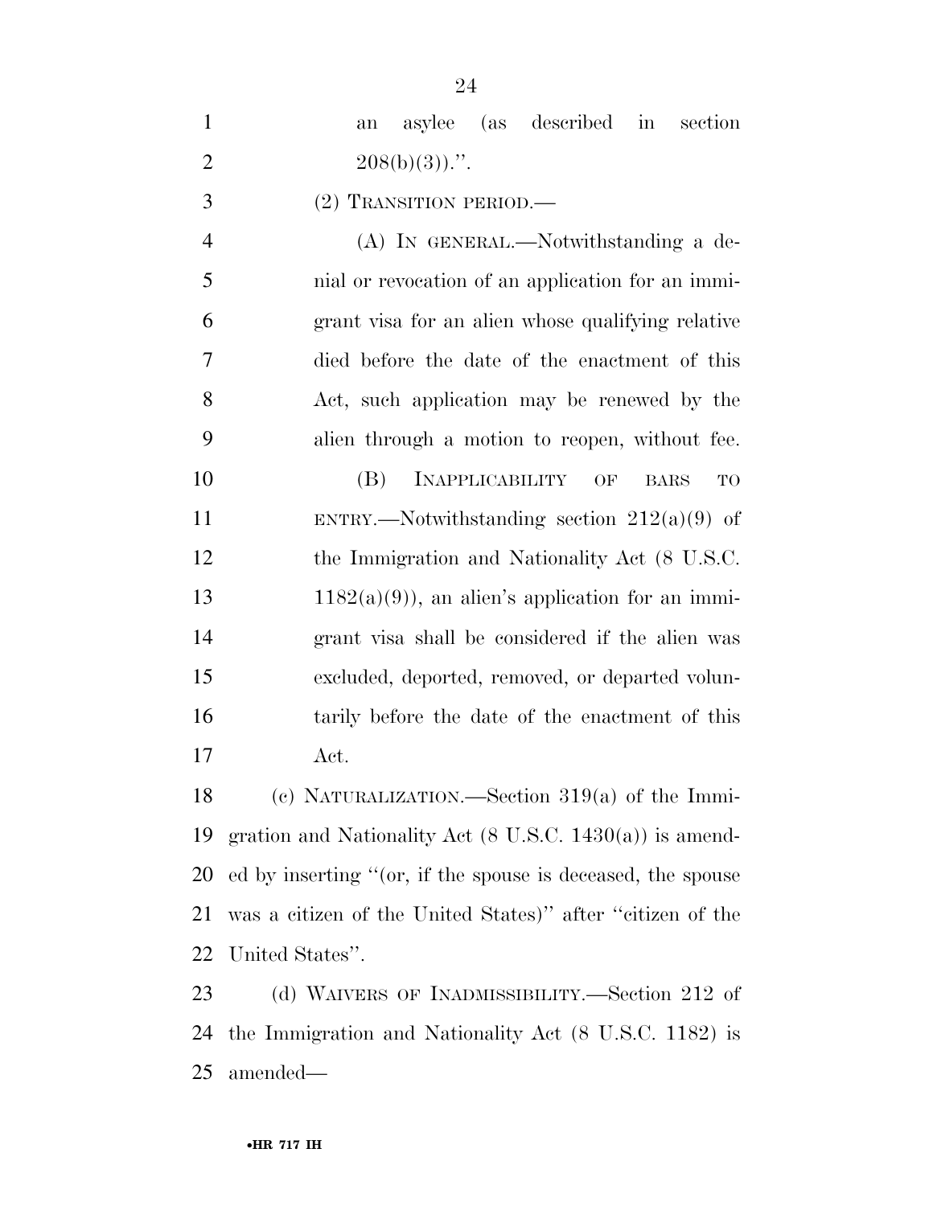an asylee (as described in section 208(b)(3)).''.

(2) TRANSITION PERIOD.—

(A) IN GENERAL.—Notwithstanding a denial or revocation of an application for an immigrant visa for an alien whose qualifying relative died before the date of the enactment of this Act, such application may be renewed by the alien through a motion to reopen, without fee.

(B) INAPPLICABILITY OF BARS TO ENTRY.—Notwithstanding section 212(a)(9) of the Immigration and Nationality Act (8 U.S.C. 1182(a)(9)), an alien's application for an immigrant visa shall be considered if the alien was excluded, deported, removed, or departed voluntarily before the date of the enactment of this Act.

(c) NATURALIZATION.—Section 319(a) of the Immigration and Nationality Act (8 U.S.C. 1430(a)) is amended by inserting ''(or, if the spouse is deceased, the spouse was a citizen of the United States)'' after ''citizen of the United States''.

(d) WAIVERS OF INADMISSIBILITY.—Section 212 of the Immigration and Nationality Act (8 U.S.C. 1182) is amended—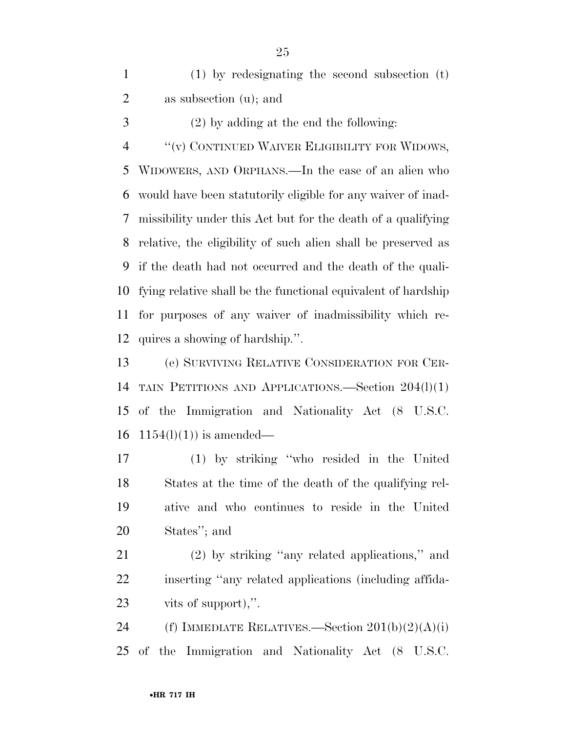(1) by redesignating the second subsection (t) as subsection (u); and

(2) by adding at the end the following:

"(v) CONTINUED WAIVER ELIGIBILITY FOR WIDOWS, WIDOWERS, AND ORPHANS.—In the case of an alien who would have been statutorily eligible for any waiver of inadmissibility under this Act but for the death of a qualifying relative, the eligibility of such alien shall be preserved as if the death had not occurred and the death of the qualifying relative shall be the functional equivalent of hardship for purposes of any waiver of inadmissibility which requires a showing of hardship.".

(e) SURVIVING RELATIVE CONSIDERATION FOR CERTAIN PETITIONS AND APPLICATIONS.—Section 204(l)(1) of the Immigration and Nationality Act (8 U.S.C. 1154(l)(1)) is amended—

(1) by striking "who resided in the United States at the time of the death of the qualifying relative and who continues to reside in the United States"; and

(2) by striking "any related applications," and inserting "any related applications (including affidavits of support),".

(f) IMMEDIATE RELATIVES.—Section 201(b)(2)(A)(i) of the Immigration and Nationality Act (8 U.S.C.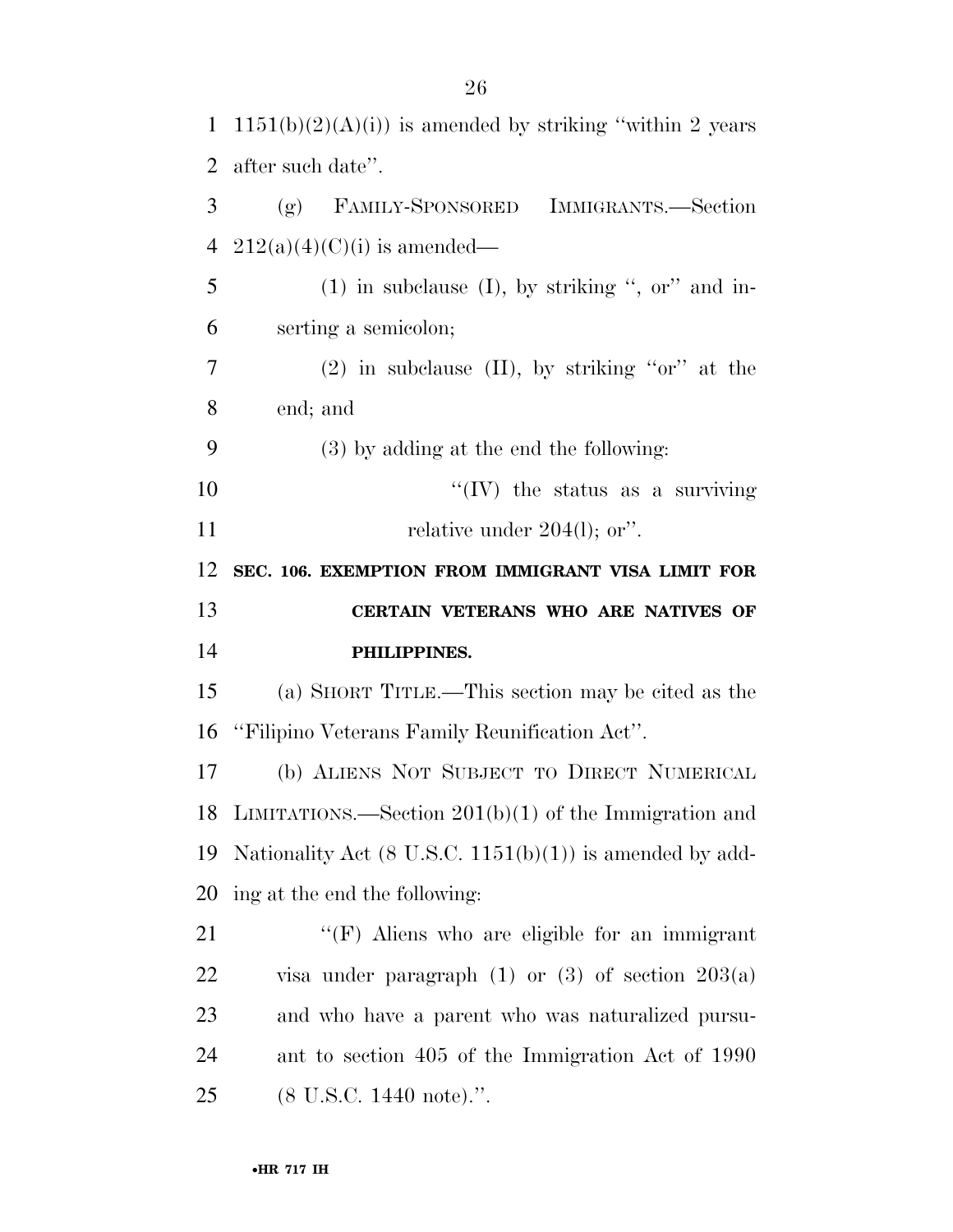1151(b)(2)(A)(i)) is amended by striking ''within 2 years after such date''.

(g) FAMILY-SPONSORED IMMIGRANTS.—Section 212(a)(4)(C)(i) is amended—

(1) in subclause (I), by striking '', or'' and inserting a semicolon;

(2) in subclause (II), by striking ''or'' at the end; and

(3) by adding at the end the following:

''(IV) the status as a surviving relative under 204(l); or''.

**SEC. 106. EXEMPTION FROM IMMIGRANT VISA LIMIT FOR CERTAIN VETERANS WHO ARE NATIVES OF PHILIPPINES.**

(a) SHORT TITLE.—This section may be cited as the ''Filipino Veterans Family Reunification Act''.

(b) ALIENS NOT SUBJECT TO DIRECT NUMERICAL LIMITATIONS.—Section 201(b)(1) of the Immigration and Nationality Act (8 U.S.C. 1151(b)(1)) is amended by adding at the end the following:

''(F) Aliens who are eligible for an immigrant visa under paragraph (1) or (3) of section 203(a) and who have a parent who was naturalized pursuant to section 405 of the Immigration Act of 1990 (8 U.S.C. 1440 note).''.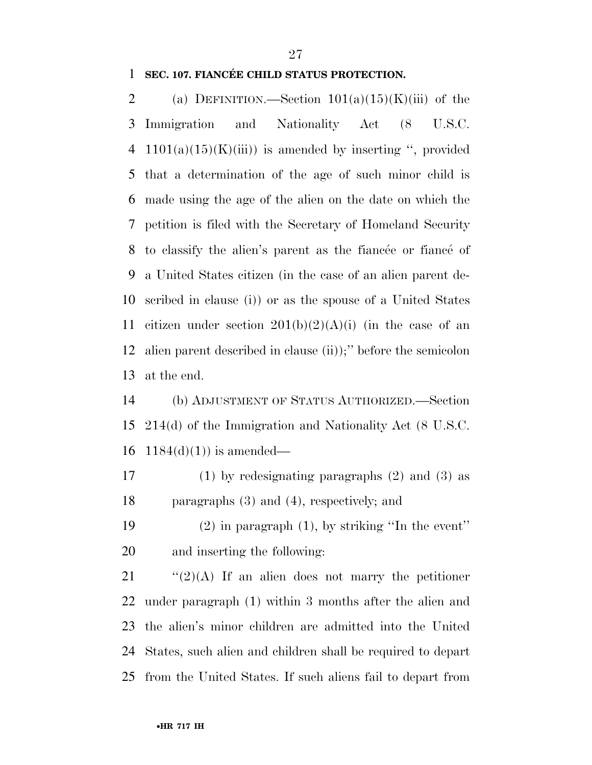**SEC. 107. FIANCÉE CHILD STATUS PROTECTION.**

(a) DEFINITION.—Section 101(a)(15)(K)(iii) of the Immigration and Nationality Act (8 U.S.C. 1101(a)(15)(K)(iii)) is amended by inserting ", provided that a determination of the age of such minor child is made using the age of the alien on the date on which the petition is filed with the Secretary of Homeland Security to classify the alien's parent as the fiancée or fiancé of a United States citizen (in the case of an alien parent described in clause (i)) or as the spouse of a United States citizen under section 201(b)(2)(A)(i) (in the case of an alien parent described in clause (ii));" before the semicolon at the end.

(b) ADJUSTMENT OF STATUS AUTHORIZED.—Section 214(d) of the Immigration and Nationality Act (8 U.S.C. 1184(d)(1)) is amended—

(1) by redesignating paragraphs (2) and (3) as paragraphs (3) and (4), respectively; and

(2) in paragraph (1), by striking "In the event" and inserting the following:

"(2)(A) If an alien does not marry the petitioner under paragraph (1) within 3 months after the alien and the alien's minor children are admitted into the United States, such alien and children shall be required to depart from the United States. If such aliens fail to depart from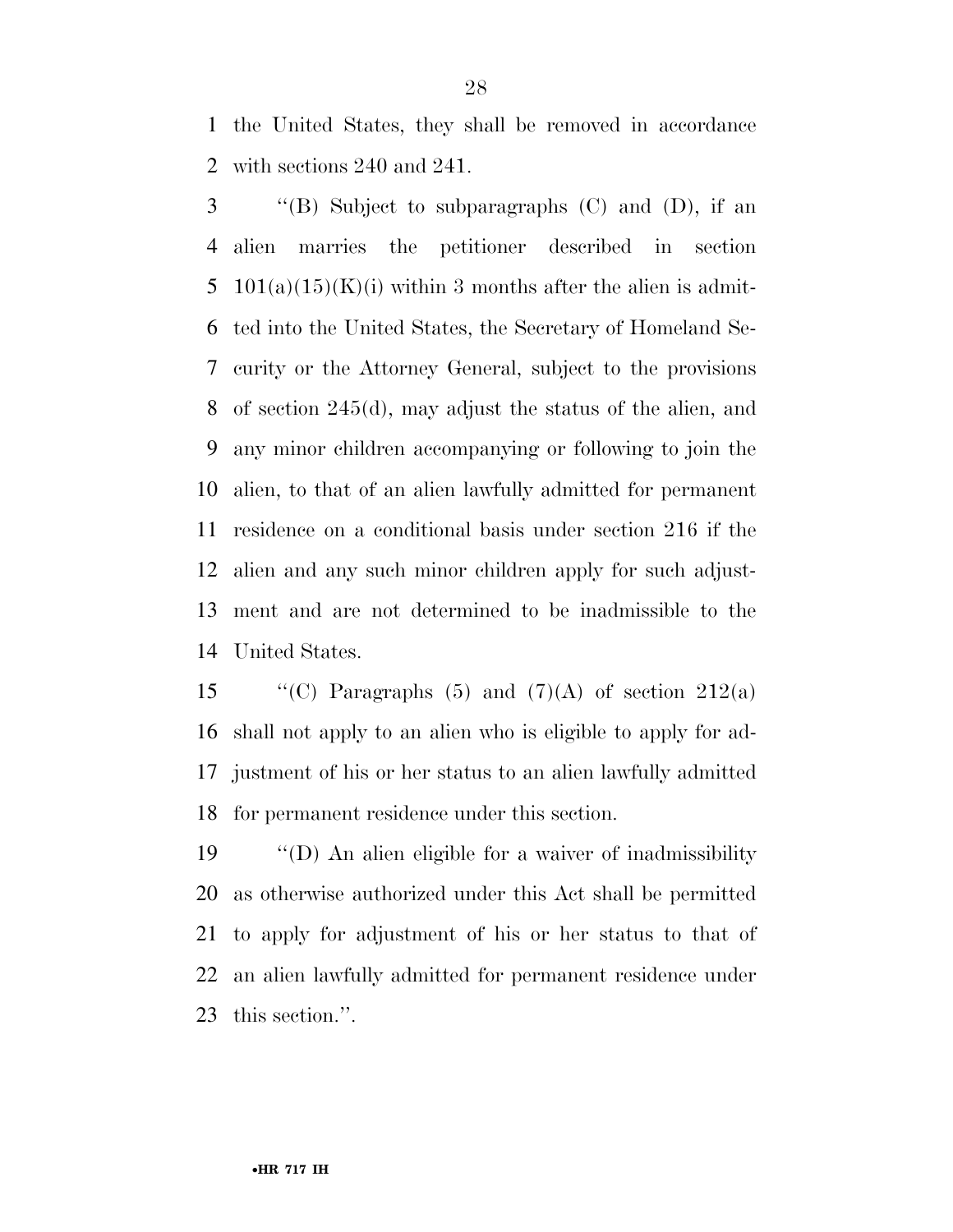the United States, they shall be removed in accordance with sections 240 and 241.

''(B) Subject to subparagraphs (C) and (D), if an alien marries the petitioner described in section 101(a)(15)(K)(i) within 3 months after the alien is admitted into the United States, the Secretary of Homeland Security or the Attorney General, subject to the provisions of section 245(d), may adjust the status of the alien, and any minor children accompanying or following to join the alien, to that of an alien lawfully admitted for permanent residence on a conditional basis under section 216 if the alien and any such minor children apply for such adjustment and are not determined to be inadmissible to the United States.

''(C) Paragraphs (5) and (7)(A) of section 212(a) shall not apply to an alien who is eligible to apply for adjustment of his or her status to an alien lawfully admitted for permanent residence under this section.

''(D) An alien eligible for a waiver of inadmissibility as otherwise authorized under this Act shall be permitted to apply for adjustment of his or her status to that of an alien lawfully admitted for permanent residence under this section.''.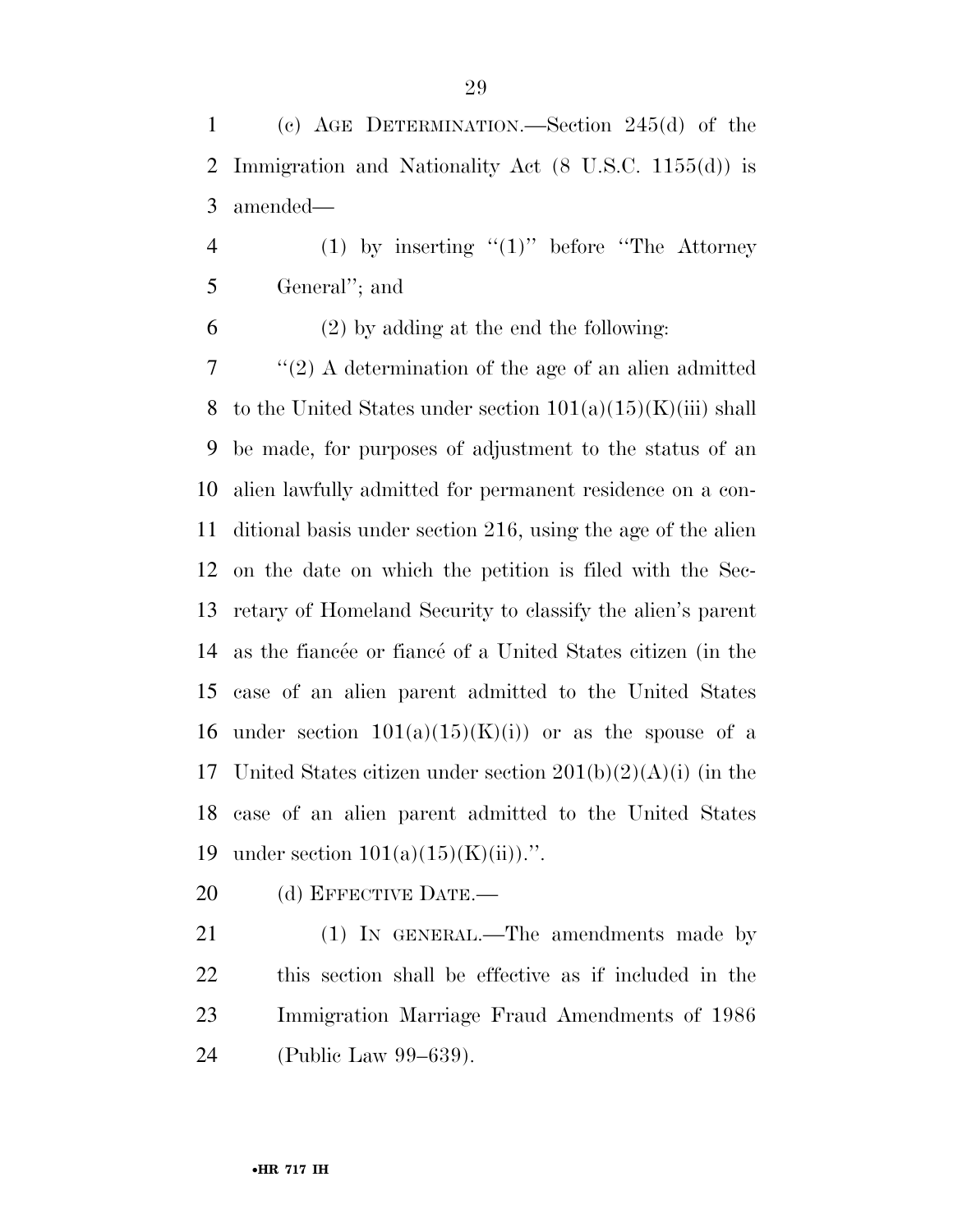(c) AGE DETERMINATION.—Section 245(d) of the Immigration and Nationality Act (8 U.S.C. 1155(d)) is amended—

(1) by inserting ''(1)'' before ''The Attorney General''; and

(2) by adding at the end the following:

''(2) A determination of the age of an alien admitted to the United States under section 101(a)(15)(K)(iii) shall be made, for purposes of adjustment to the status of an alien lawfully admitted for permanent residence on a conditional basis under section 216, using the age of the alien on the date on which the petition is filed with the Secretary of Homeland Security to classify the alien's parent as the fiancée or fiancé of a United States citizen (in the case of an alien parent admitted to the United States under section 101(a)(15)(K)(i)) or as the spouse of a United States citizen under section 201(b)(2)(A)(i) (in the case of an alien parent admitted to the United States under section 101(a)(15)(K)(ii)).''.

(d) EFFECTIVE DATE.—

(1) IN GENERAL.—The amendments made by this section shall be effective as if included in the Immigration Marriage Fraud Amendments of 1986 (Public Law 99–639).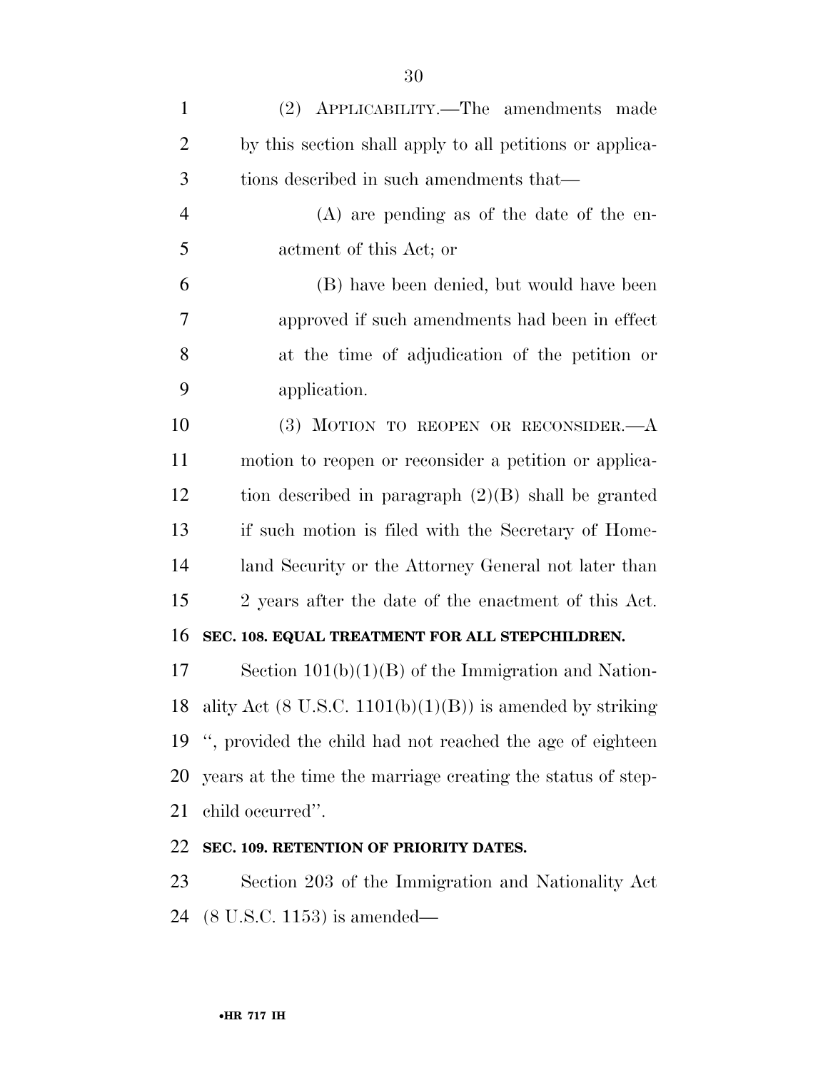(2) APPLICABILITY.—The amendments made by this section shall apply to all petitions or applications described in such amendments that—

(A) are pending as of the date of the enactment of this Act; or

(B) have been denied, but would have been approved if such amendments had been in effect at the time of adjudication of the petition or application.

(3) MOTION TO REOPEN OR RECONSIDER.—A motion to reopen or reconsider a petition or application described in paragraph (2)(B) shall be granted if such motion is filed with the Secretary of Homeland Security or the Attorney General not later than 2 years after the date of the enactment of this Act.

**SEC. 108. EQUAL TREATMENT FOR ALL STEPCHILDREN.**

Section 101(b)(1)(B) of the Immigration and Nationality Act (8 U.S.C. 1101(b)(1)(B)) is amended by striking '', provided the child had not reached the age of eighteen years at the time the marriage creating the status of stepchild occurred''.

**SEC. 109. RETENTION OF PRIORITY DATES.**

Section 203 of the Immigration and Nationality Act (8 U.S.C. 1153) is amended—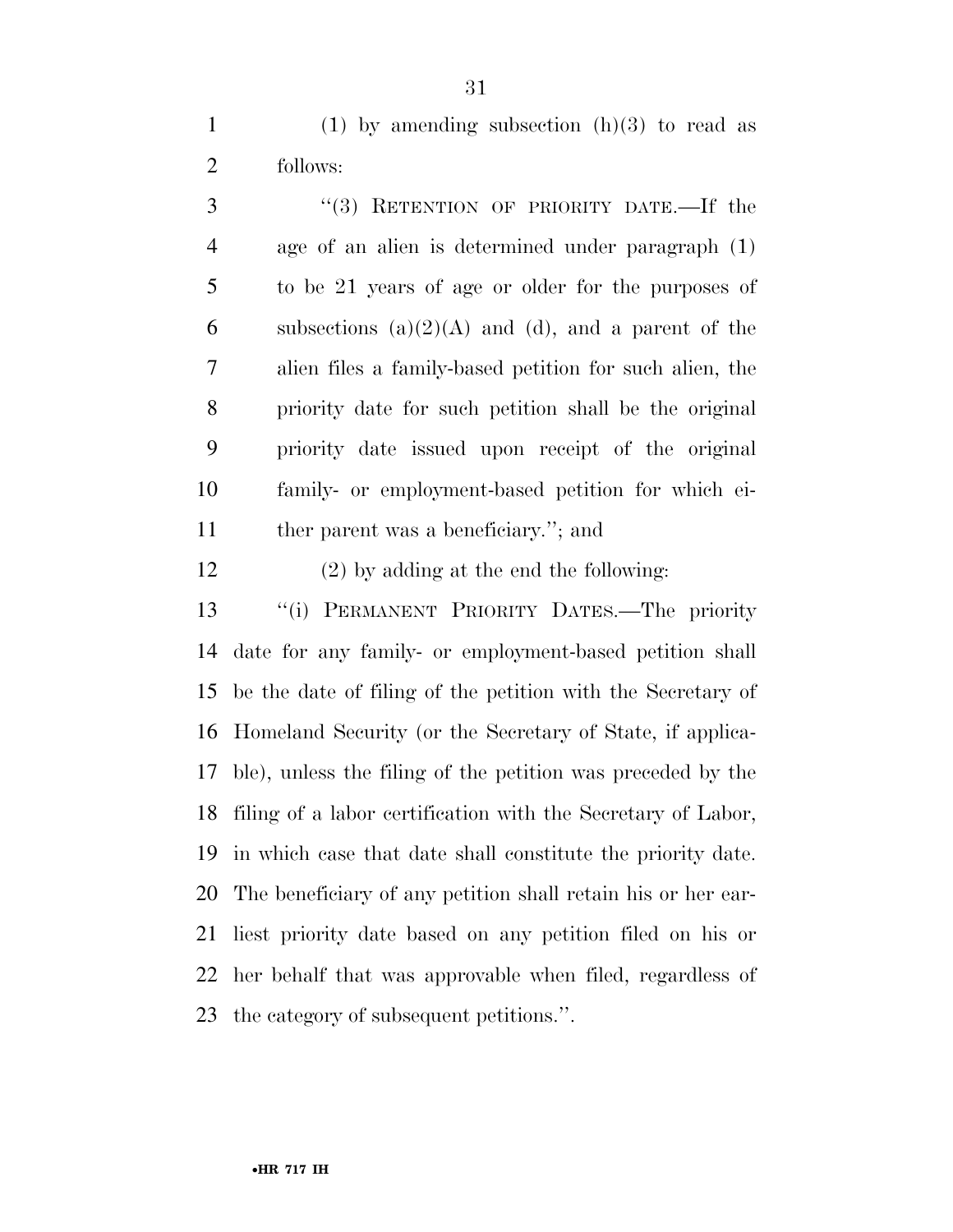(1) by amending subsection (h)(3) to read as follows:

"(3) RETENTION OF PRIORITY DATE.—If the age of an alien is determined under paragraph (1) to be 21 years of age or older for the purposes of subsections (a)(2)(A) and (d), and a parent of the alien files a family-based petition for such alien, the priority date for such petition shall be the original priority date issued upon receipt of the original family- or employment-based petition for which either parent was a beneficiary."; and

(2) by adding at the end the following:

"(i) PERMANENT PRIORITY DATES.—The priority date for any family- or employment-based petition shall be the date of filing of the petition with the Secretary of Homeland Security (or the Secretary of State, if applicable), unless the filing of the petition was preceded by the filing of a labor certification with the Secretary of Labor, in which case that date shall constitute the priority date. The beneficiary of any petition shall retain his or her earliest priority date based on any petition filed on his or her behalf that was approvable when filed, regardless of the category of subsequent petitions.".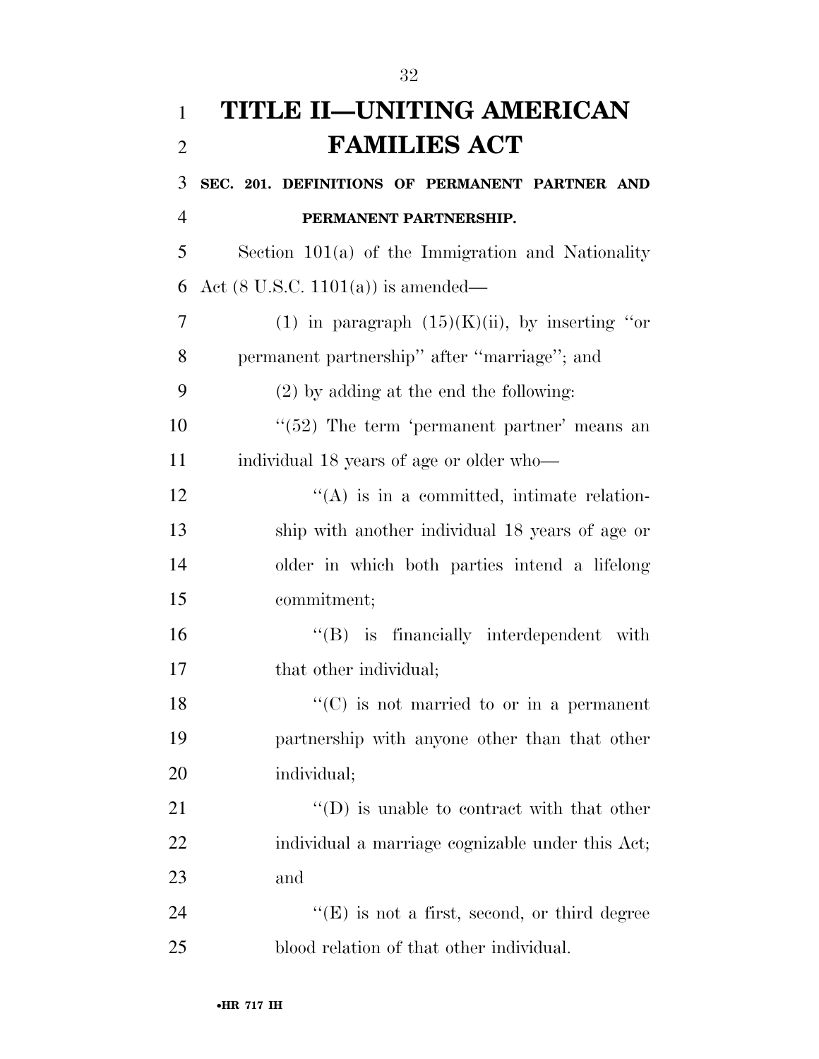# TITLE II—UNITING AMERICAN FAMILIES ACT

**SEC. 201. DEFINITIONS OF PERMANENT PARTNER AND PERMANENT PARTNERSHIP.**

Section 101(a) of the Immigration and Nationality Act (8 U.S.C. 1101(a)) is amended—

(1) in paragraph (15)(K)(ii), by inserting ''or permanent partnership'' after ''marriage''; and

(2) by adding at the end the following:

''(52) The term 'permanent partner' means an individual 18 years of age or older who—

''(A) is in a committed, intimate relationship with another individual 18 years of age or older in which both parties intend a lifelong commitment;

''(B) is financially interdependent with that other individual;

''(C) is not married to or in a permanent partnership with anyone other than that other individual;

''(D) is unable to contract with that other individual a marriage cognizable under this Act; and

''(E) is not a first, second, or third degree blood relation of that other individual.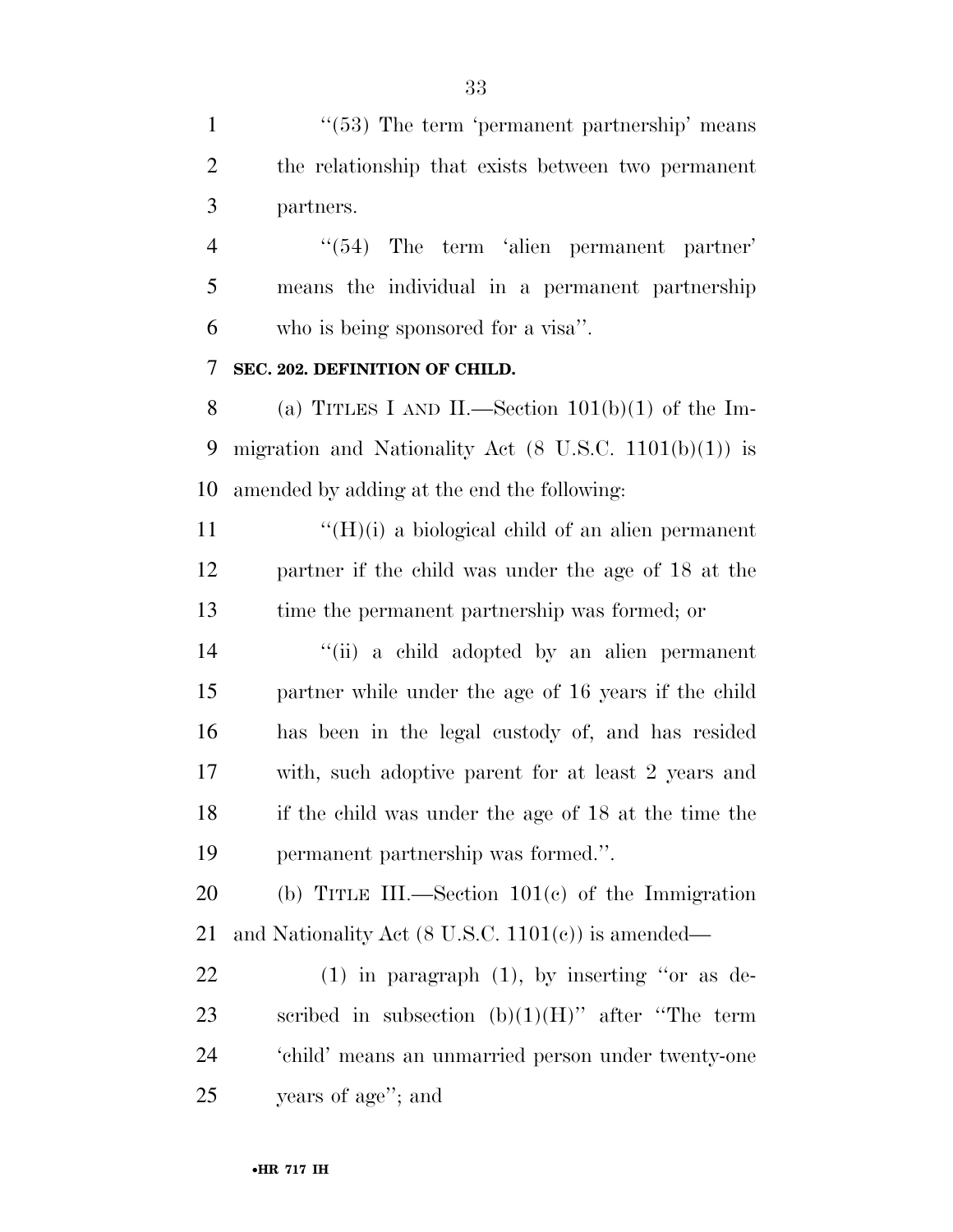"(53) The term 'permanent partnership' means the relationship that exists between two permanent partners.

"(54) The term 'alien permanent partner' means the individual in a permanent partnership who is being sponsored for a visa".

**SEC. 202. DEFINITION OF CHILD.**

(a) TITLES I AND II.—Section 101(b)(1) of the Immigration and Nationality Act (8 U.S.C. 1101(b)(1)) is amended by adding at the end the following:

"(H)(i) a biological child of an alien permanent partner if the child was under the age of 18 at the time the permanent partnership was formed; or

"(ii) a child adopted by an alien permanent partner while under the age of 16 years if the child has been in the legal custody of, and has resided with, such adoptive parent for at least 2 years and if the child was under the age of 18 at the time the permanent partnership was formed.".

(b) TITLE III.—Section 101(c) of the Immigration and Nationality Act (8 U.S.C. 1101(c)) is amended—

(1) in paragraph (1), by inserting "or as described in subsection (b)(1)(H)" after "The term 'child' means an unmarried person under twenty-one years of age"; and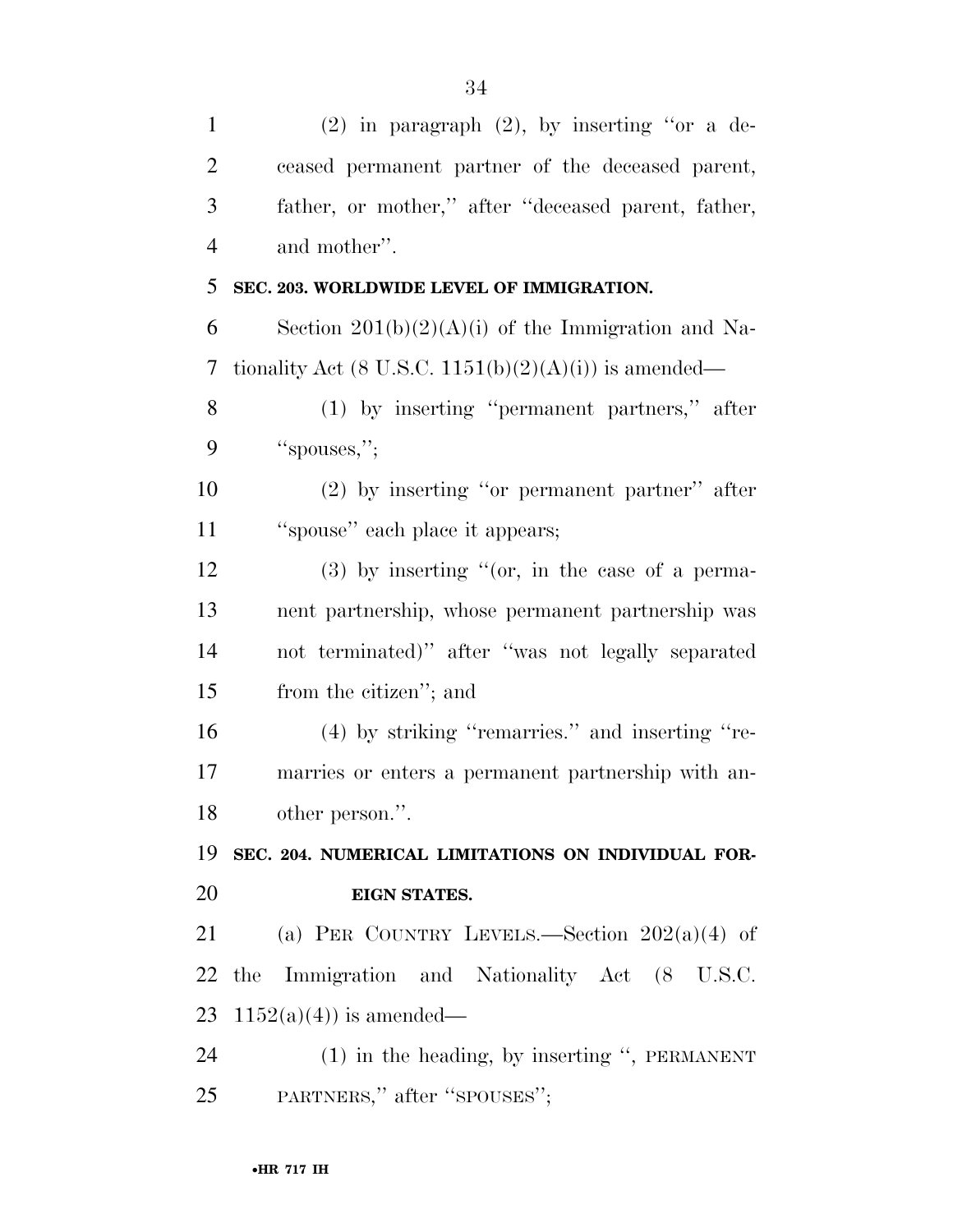(2) in paragraph (2), by inserting ''or a deceased permanent partner of the deceased parent, father, or mother,'' after ''deceased parent, father, and mother''.

**SEC. 203. WORLDWIDE LEVEL OF IMMIGRATION.**

Section 201(b)(2)(A)(i) of the Immigration and Nationality Act (8 U.S.C. 1151(b)(2)(A)(i)) is amended—

(1) by inserting ''permanent partners,'' after ''spouses,'';

(2) by inserting ''or permanent partner'' after ''spouse'' each place it appears;

(3) by inserting ''(or, in the case of a permanent partnership, whose permanent partnership was not terminated)'' after ''was not legally separated from the citizen''; and

(4) by striking ''remarries.'' and inserting ''remarries or enters a permanent partnership with another person.''.

**SEC. 204. NUMERICAL LIMITATIONS ON INDIVIDUAL FOREIGN STATES.**

(a) PER COUNTRY LEVELS.—Section 202(a)(4) of the Immigration and Nationality Act (8 U.S.C. 1152(a)(4)) is amended—

(1) in the heading, by inserting '', PERMANENT PARTNERS,'' after ''SPOUSES'';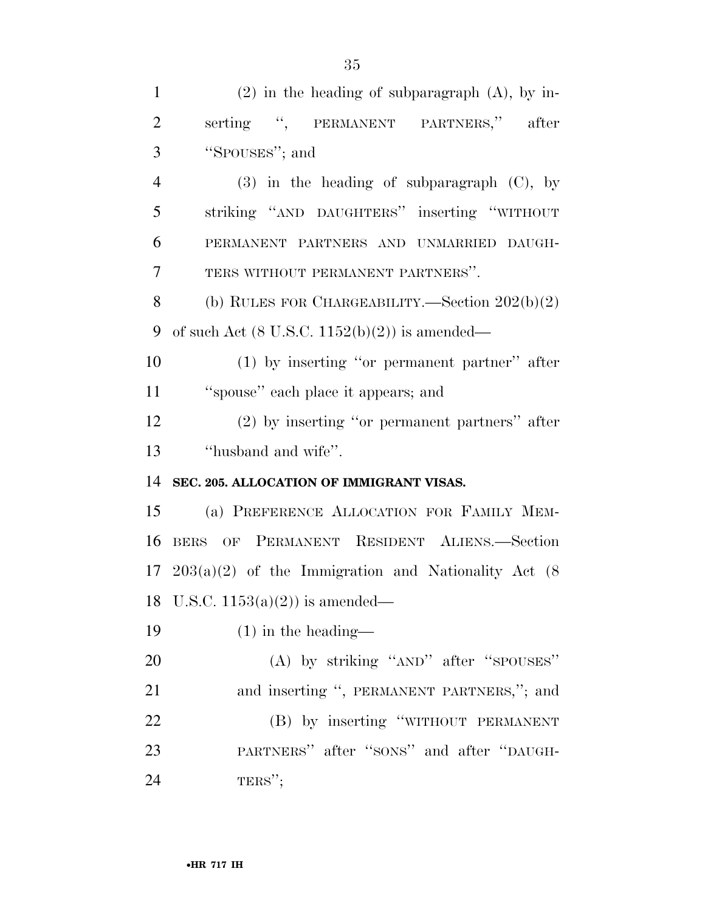(2) in the heading of subparagraph (A), by inserting ", PERMANENT PARTNERS," after "SPOUSES"; and

(3) in the heading of subparagraph (C), by striking "AND DAUGHTERS" inserting "WITHOUT PERMANENT PARTNERS AND UNMARRIED DAUGHTERS WITHOUT PERMANENT PARTNERS".

(b) RULES FOR CHARGEABILITY.—Section 202(b)(2) of such Act (8 U.S.C. 1152(b)(2)) is amended—

(1) by inserting "or permanent partner" after "spouse" each place it appears; and

(2) by inserting "or permanent partners" after "husband and wife".

**SEC. 205. ALLOCATION OF IMMIGRANT VISAS.**

(a) PREFERENCE ALLOCATION FOR FAMILY MEMBERS OF PERMANENT RESIDENT ALIENS.—Section 203(a)(2) of the Immigration and Nationality Act (8 U.S.C. 1153(a)(2)) is amended—

(1) in the heading—

(A) by striking "AND" after "SPOUSES" and inserting ", PERMANENT PARTNERS,"; and

(B) by inserting "WITHOUT PERMANENT PARTNERS" after "SONS" and after "DAUGHTERS";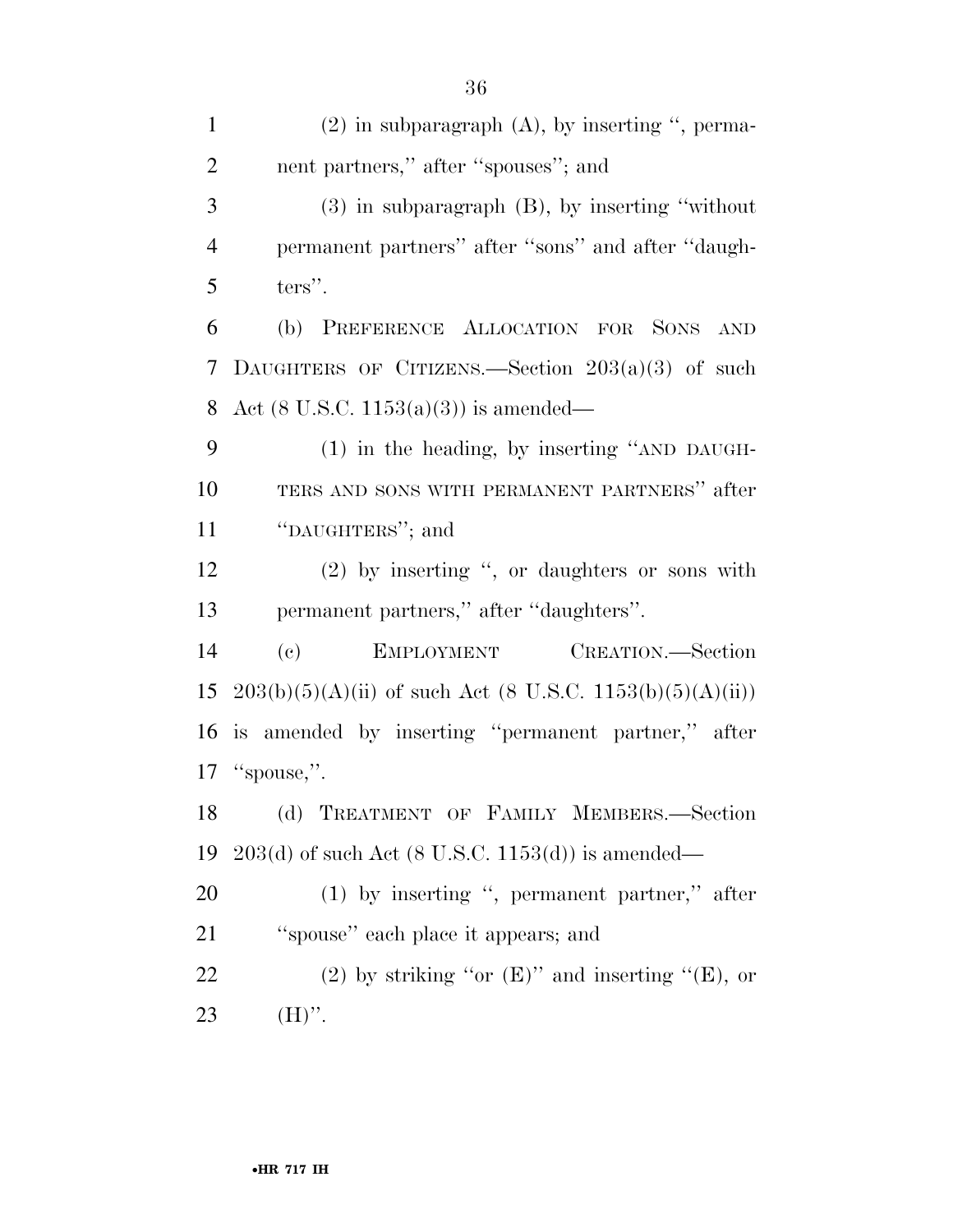(2) in subparagraph (A), by inserting ", permanent partners," after "spouses"; and

(3) in subparagraph (B), by inserting "without permanent partners" after "sons" and after "daughters".

(b) PREFERENCE ALLOCATION FOR SONS AND DAUGHTERS OF CITIZENS.—Section 203(a)(3) of such Act (8 U.S.C. 1153(a)(3)) is amended—

(1) in the heading, by inserting "AND DAUGHTERS AND SONS WITH PERMANENT PARTNERS" after "DAUGHTERS"; and

(2) by inserting ", or daughters or sons with permanent partners," after "daughters".

(c) EMPLOYMENT CREATION.—Section 203(b)(5)(A)(ii) of such Act (8 U.S.C. 1153(b)(5)(A)(ii)) is amended by inserting "permanent partner," after "spouse,".

(d) TREATMENT OF FAMILY MEMBERS.—Section 203(d) of such Act (8 U.S.C. 1153(d)) is amended—

(1) by inserting ", permanent partner," after "spouse" each place it appears; and

(2) by striking "or (E)" and inserting "(E), or (H)".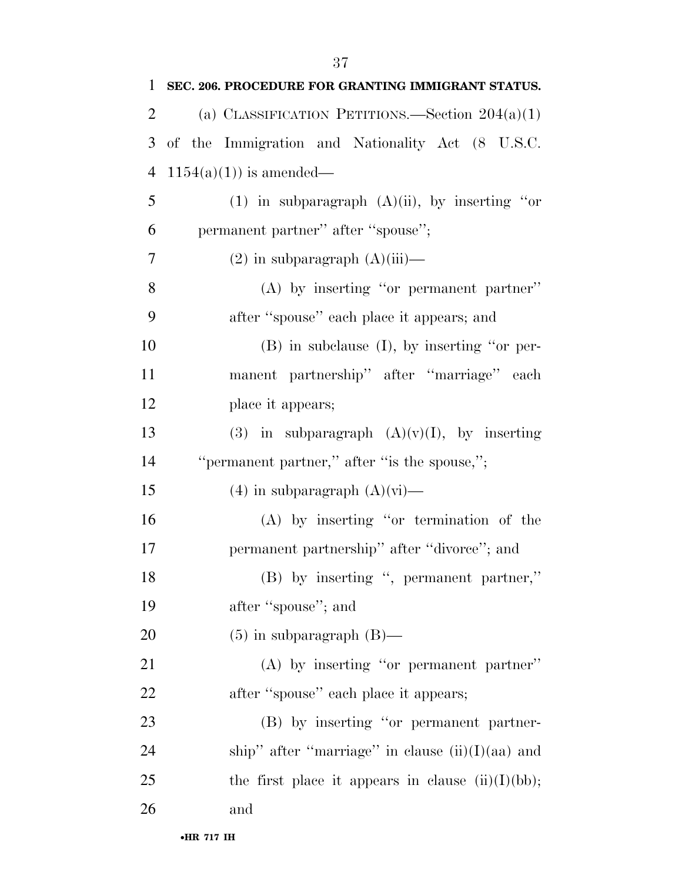**SEC. 206. PROCEDURE FOR GRANTING IMMIGRANT STATUS.**

(a) CLASSIFICATION PETITIONS.—Section 204(a)(1) of the Immigration and Nationality Act (8 U.S.C. 1154(a)(1)) is amended—

(1) in subparagraph (A)(ii), by inserting ''or permanent partner'' after ''spouse'';

(2) in subparagraph (A)(iii)—

(A) by inserting ''or permanent partner'' after ''spouse'' each place it appears; and

(B) in subclause (I), by inserting ''or permanent partnership'' after ''marriage'' each place it appears;

(3) in subparagraph (A)(v)(I), by inserting ''permanent partner,'' after ''is the spouse,'';

(4) in subparagraph (A)(vi)—

(A) by inserting ''or termination of the permanent partnership'' after ''divorce''; and

(B) by inserting '', permanent partner,'' after ''spouse''; and

(5) in subparagraph (B)—

(A) by inserting ''or permanent partner'' after ''spouse'' each place it appears;

(B) by inserting ''or permanent partnership'' after ''marriage'' in clause (ii)(I)(aa) and the first place it appears in clause (ii)(I)(bb); and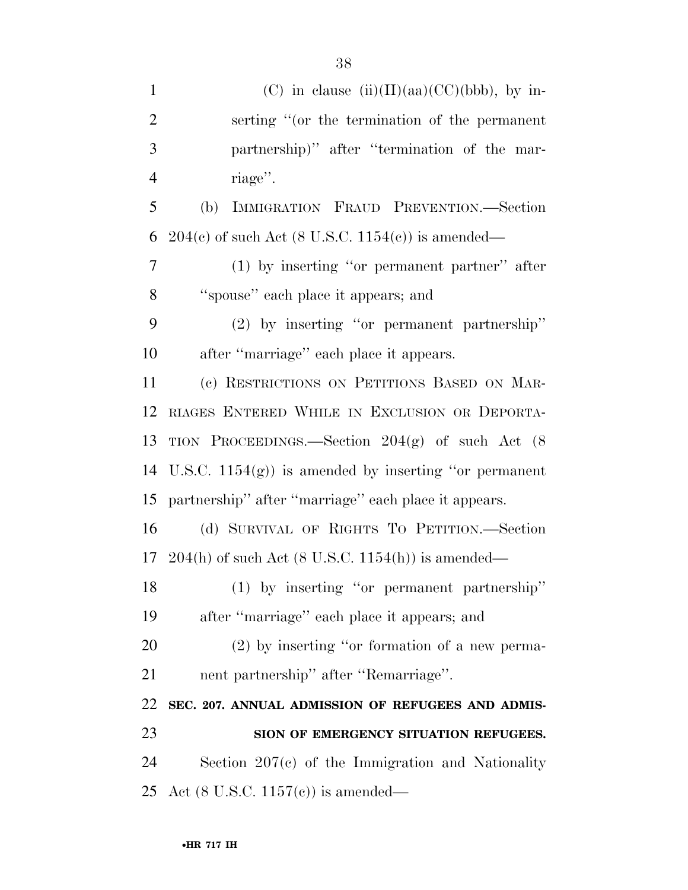(C) in clause (ii)(II)(aa)(CC)(bbb), by inserting "(or the termination of the permanent partnership)" after "termination of the marriage".

(b) IMMIGRATION FRAUD PREVENTION.—Section 204(c) of such Act (8 U.S.C. 1154(c)) is amended—

(1) by inserting "or permanent partner" after "spouse" each place it appears; and

(2) by inserting "or permanent partnership" after "marriage" each place it appears.

(c) RESTRICTIONS ON PETITIONS BASED ON MARRIAGES ENTERED WHILE IN EXCLUSION OR DEPORTATION PROCEEDINGS.—Section 204(g) of such Act (8 U.S.C. 1154(g)) is amended by inserting "or permanent partnership" after "marriage" each place it appears.

(d) SURVIVAL OF RIGHTS TO PETITION.—Section 204(h) of such Act (8 U.S.C. 1154(h)) is amended—

(1) by inserting "or permanent partnership" after "marriage" each place it appears; and

(2) by inserting "or formation of a new permanent partnership" after "Remarriage".

**SEC. 207. ANNUAL ADMISSION OF REFUGEES AND ADMISSION OF EMERGENCY SITUATION REFUGEES.**

Section 207(c) of the Immigration and Nationality Act (8 U.S.C. 1157(c)) is amended—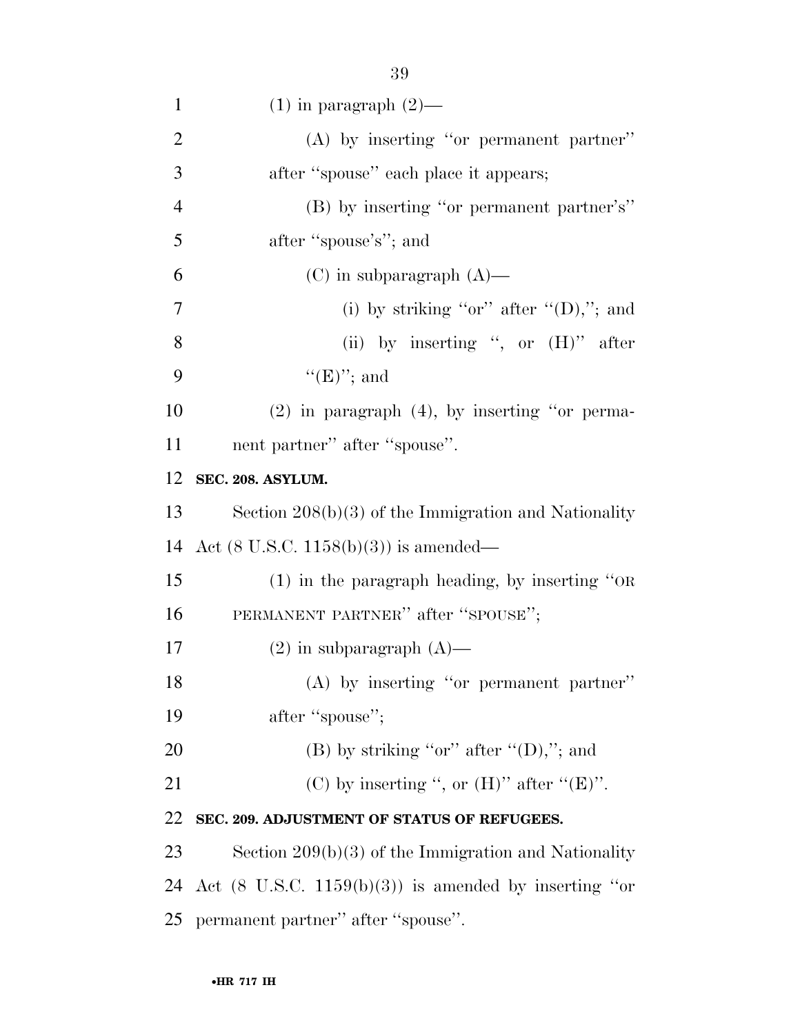(1) in paragraph (2)—

(A) by inserting "or permanent partner" after "spouse" each place it appears;

(B) by inserting "or permanent partner's" after "spouse's"; and

(C) in subparagraph (A)—

(i) by striking "or" after "(D),"; and

(ii) by inserting ", or (H)" after "(E)"; and

(2) in paragraph (4), by inserting "or permanent partner" after "spouse".

**SEC. 208. ASYLUM.**

Section 208(b)(3) of the Immigration and Nationality Act (8 U.S.C. 1158(b)(3)) is amended—

(1) in the paragraph heading, by inserting "OR PERMANENT PARTNER" after "SPOUSE";

(2) in subparagraph (A)—

(A) by inserting "or permanent partner" after "spouse";

(B) by striking "or" after "(D),"; and

(C) by inserting ", or (H)" after "(E)".

**SEC. 209. ADJUSTMENT OF STATUS OF REFUGEES.**

Section 209(b)(3) of the Immigration and Nationality Act (8 U.S.C. 1159(b)(3)) is amended by inserting "or permanent partner" after "spouse".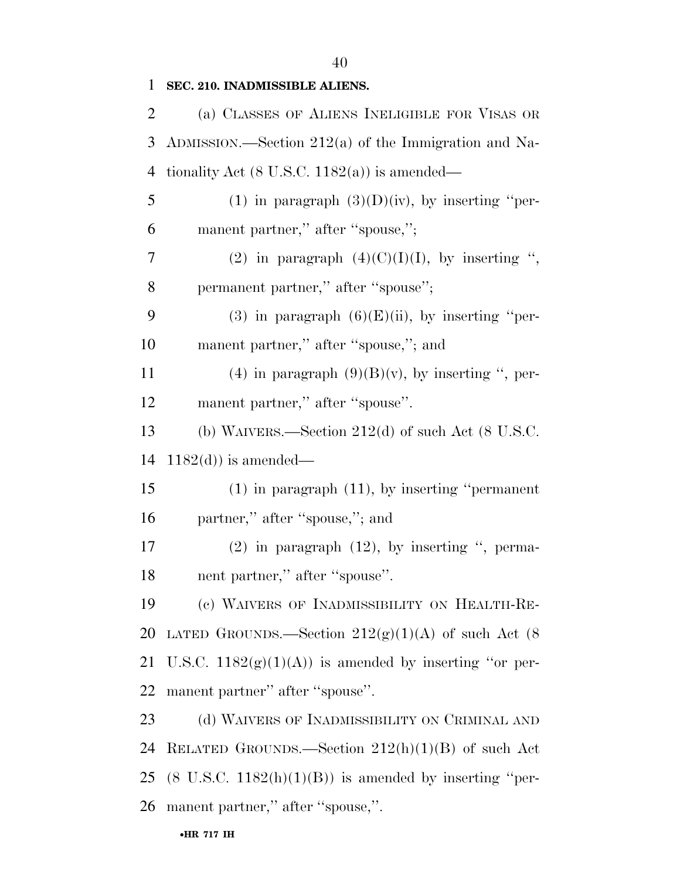**SEC. 210. INADMISSIBLE ALIENS.**

(a) CLASSES OF ALIENS INELIGIBLE FOR VISAS OR ADMISSION.—Section 212(a) of the Immigration and Nationality Act (8 U.S.C. 1182(a)) is amended—

(1) in paragraph (3)(D)(iv), by inserting ''permanent partner,'' after ''spouse,'';

(2) in paragraph (4)(C)(I)(I), by inserting '', permanent partner,'' after ''spouse'';

(3) in paragraph (6)(E)(ii), by inserting ''permanent partner,'' after ''spouse,''; and

(4) in paragraph (9)(B)(v), by inserting '', permanent partner,'' after ''spouse''.

(b) WAIVERS.—Section 212(d) of such Act (8 U.S.C. 1182(d)) is amended—

(1) in paragraph (11), by inserting ''permanent partner,'' after ''spouse,''; and

(2) in paragraph (12), by inserting '', permanent partner,'' after ''spouse''.

(c) WAIVERS OF INADMISSIBILITY ON HEALTH-RELATED GROUNDS.—Section 212(g)(1)(A) of such Act (8 U.S.C. 1182(g)(1)(A)) is amended by inserting ''or permanent partner'' after ''spouse''.

(d) WAIVERS OF INADMISSIBILITY ON CRIMINAL AND RELATED GROUNDS.—Section 212(h)(1)(B) of such Act (8 U.S.C. 1182(h)(1)(B)) is amended by inserting ''permanent partner,'' after ''spouse,''.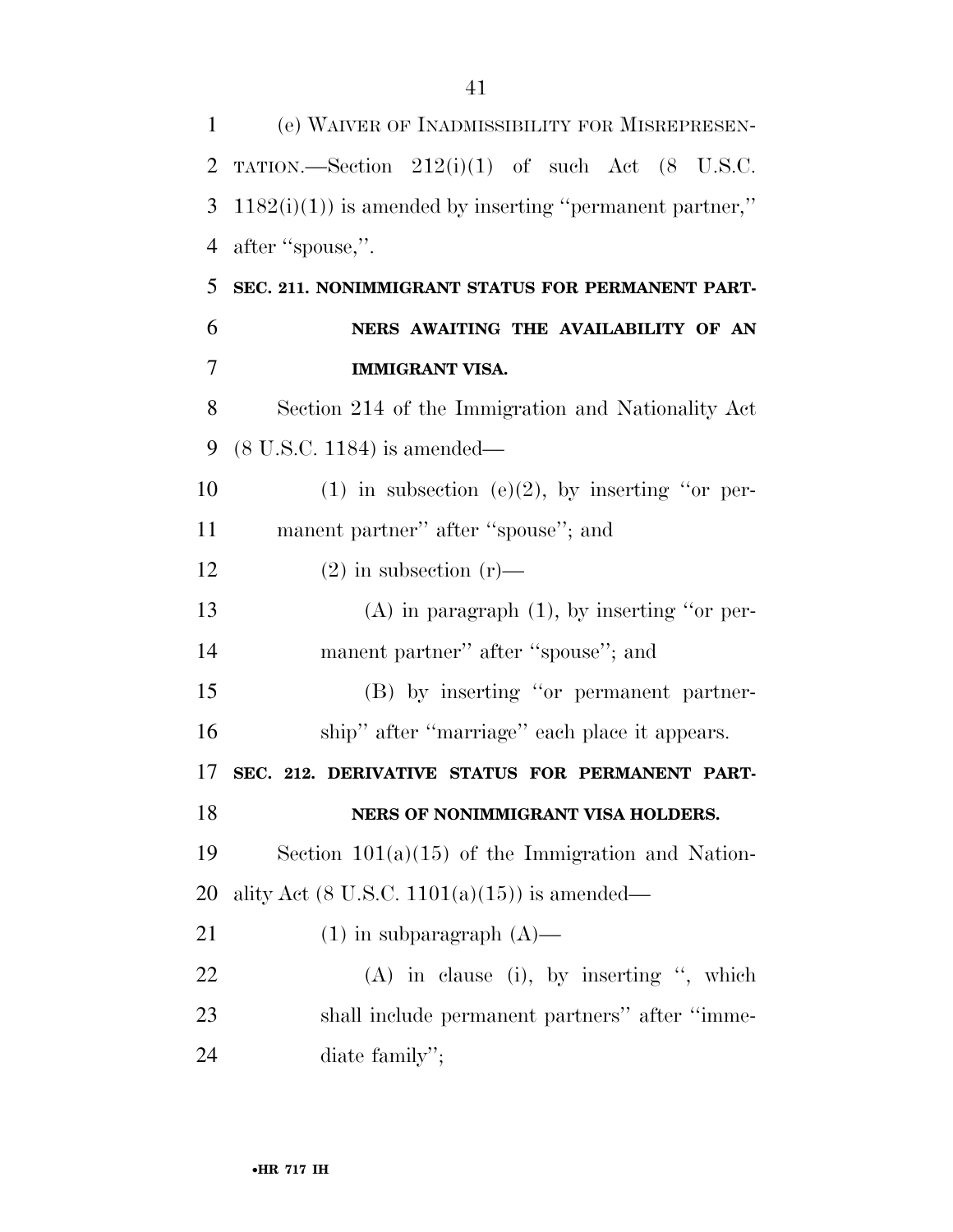(e) WAIVER OF INADMISSIBILITY FOR MISREPRESENTATION.—Section 212(i)(1) of such Act (8 U.S.C. 1182(i)(1)) is amended by inserting ''permanent partner,'' after ''spouse,''.

**SEC. 211. NONIMMIGRANT STATUS FOR PERMANENT PARTNERS AWAITING THE AVAILABILITY OF AN IMMIGRANT VISA.**

Section 214 of the Immigration and Nationality Act (8 U.S.C. 1184) is amended—

(1) in subsection (e)(2), by inserting ''or permanent partner'' after ''spouse''; and

(2) in subsection (r)—

(A) in paragraph (1), by inserting ''or permanent partner'' after ''spouse''; and

(B) by inserting ''or permanent partnership'' after ''marriage'' each place it appears.

**SEC. 212. DERIVATIVE STATUS FOR PERMANENT PARTNERS OF NONIMMIGRANT VISA HOLDERS.**

Section 101(a)(15) of the Immigration and Nationality Act (8 U.S.C. 1101(a)(15)) is amended—

(1) in subparagraph (A)—

(A) in clause (i), by inserting '', which shall include permanent partners'' after ''immediate family'';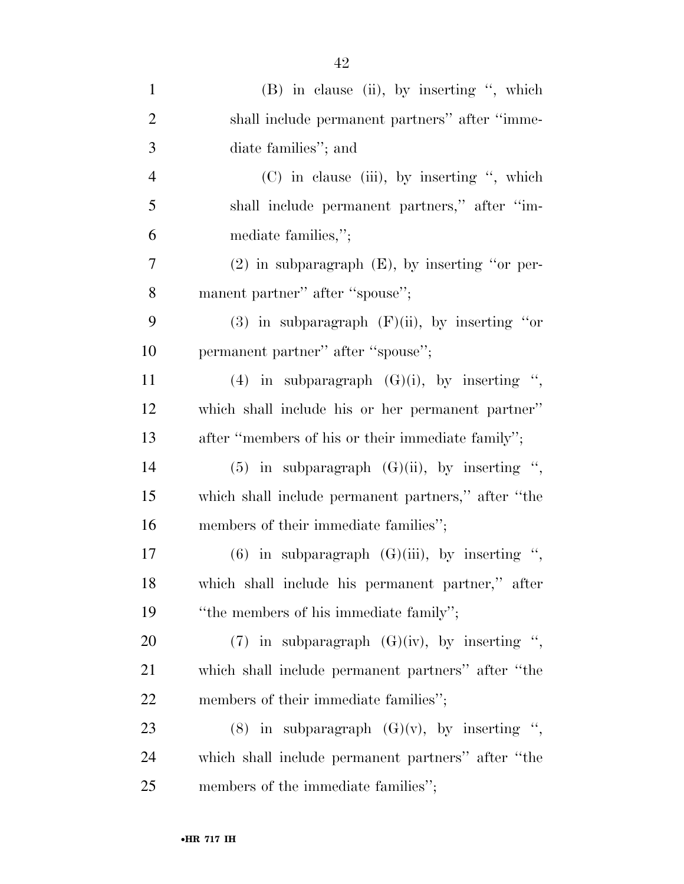(B) in clause (ii), by inserting ", which shall include permanent partners" after "immediate families"; and

(C) in clause (iii), by inserting ", which shall include permanent partners," after "immediate families,";

(2) in subparagraph (E), by inserting "or permanent partner" after "spouse";

(3) in subparagraph (F)(ii), by inserting "or permanent partner" after "spouse";

(4) in subparagraph (G)(i), by inserting ", which shall include his or her permanent partner" after "members of his or their immediate family";

(5) in subparagraph (G)(ii), by inserting ", which shall include permanent partners," after "the members of their immediate families";

(6) in subparagraph (G)(iii), by inserting ", which shall include his permanent partner," after "the members of his immediate family";

(7) in subparagraph (G)(iv), by inserting ", which shall include permanent partners" after "the members of their immediate families";

(8) in subparagraph (G)(v), by inserting ", which shall include permanent partners" after "the members of the immediate families";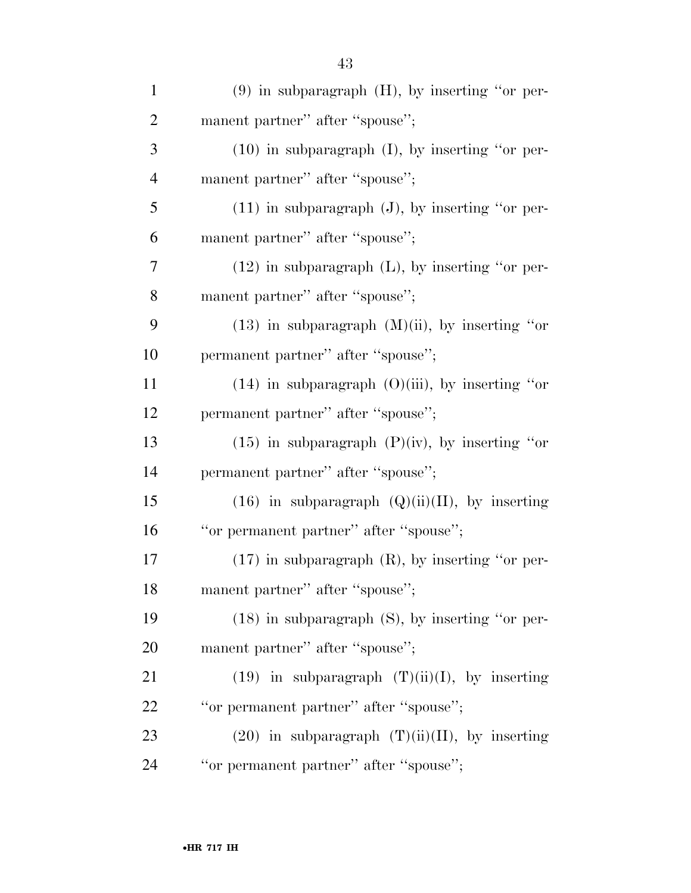(9) in subparagraph (H), by inserting "or permanent partner" after "spouse";

(10) in subparagraph (I), by inserting "or permanent partner" after "spouse";

(11) in subparagraph (J), by inserting "or permanent partner" after "spouse";

(12) in subparagraph (L), by inserting "or permanent partner" after "spouse";

(13) in subparagraph (M)(ii), by inserting "or permanent partner" after "spouse";

(14) in subparagraph (O)(iii), by inserting "or permanent partner" after "spouse";

(15) in subparagraph (P)(iv), by inserting "or permanent partner" after "spouse";

(16) in subparagraph (Q)(ii)(II), by inserting "or permanent partner" after "spouse";

(17) in subparagraph (R), by inserting "or permanent partner" after "spouse";

(18) in subparagraph (S), by inserting "or permanent partner" after "spouse";

(19) in subparagraph (T)(ii)(I), by inserting "or permanent partner" after "spouse";

(20) in subparagraph (T)(ii)(II), by inserting "or permanent partner" after "spouse";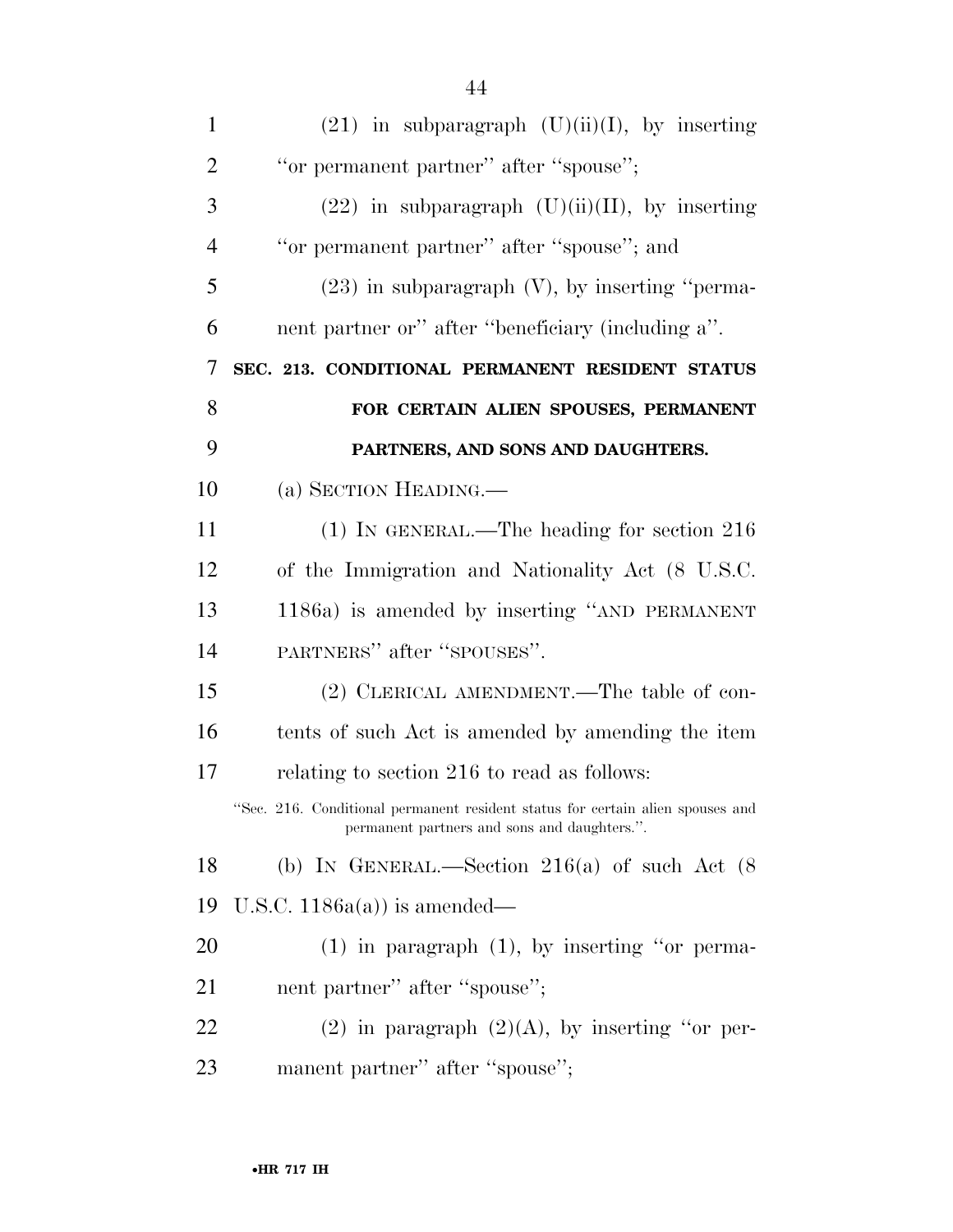(21) in subparagraph (U)(ii)(I), by inserting ''or permanent partner'' after ''spouse'';

(22) in subparagraph (U)(ii)(II), by inserting ''or permanent partner'' after ''spouse''; and

(23) in subparagraph (V), by inserting ''permanent partner or'' after ''beneficiary (including a''.

**SEC. 213. CONDITIONAL PERMANENT RESIDENT STATUS FOR CERTAIN ALIEN SPOUSES, PERMANENT PARTNERS, AND SONS AND DAUGHTERS.**

(a) SECTION HEADING.—

(1) IN GENERAL.—The heading for section 216 of the Immigration and Nationality Act (8 U.S.C. 1186a) is amended by inserting ''AND PERMANENT PARTNERS'' after ''SPOUSES''.

(2) CLERICAL AMENDMENT.—The table of contents of such Act is amended by amending the item relating to section 216 to read as follows:

''Sec. 216. Conditional permanent resident status for certain alien spouses and permanent partners and sons and daughters.''.

(b) IN GENERAL.—Section 216(a) of such Act (8 U.S.C. 1186a(a)) is amended—

(1) in paragraph (1), by inserting ''or permanent partner'' after ''spouse'';

(2) in paragraph (2)(A), by inserting ''or permanent partner'' after ''spouse'';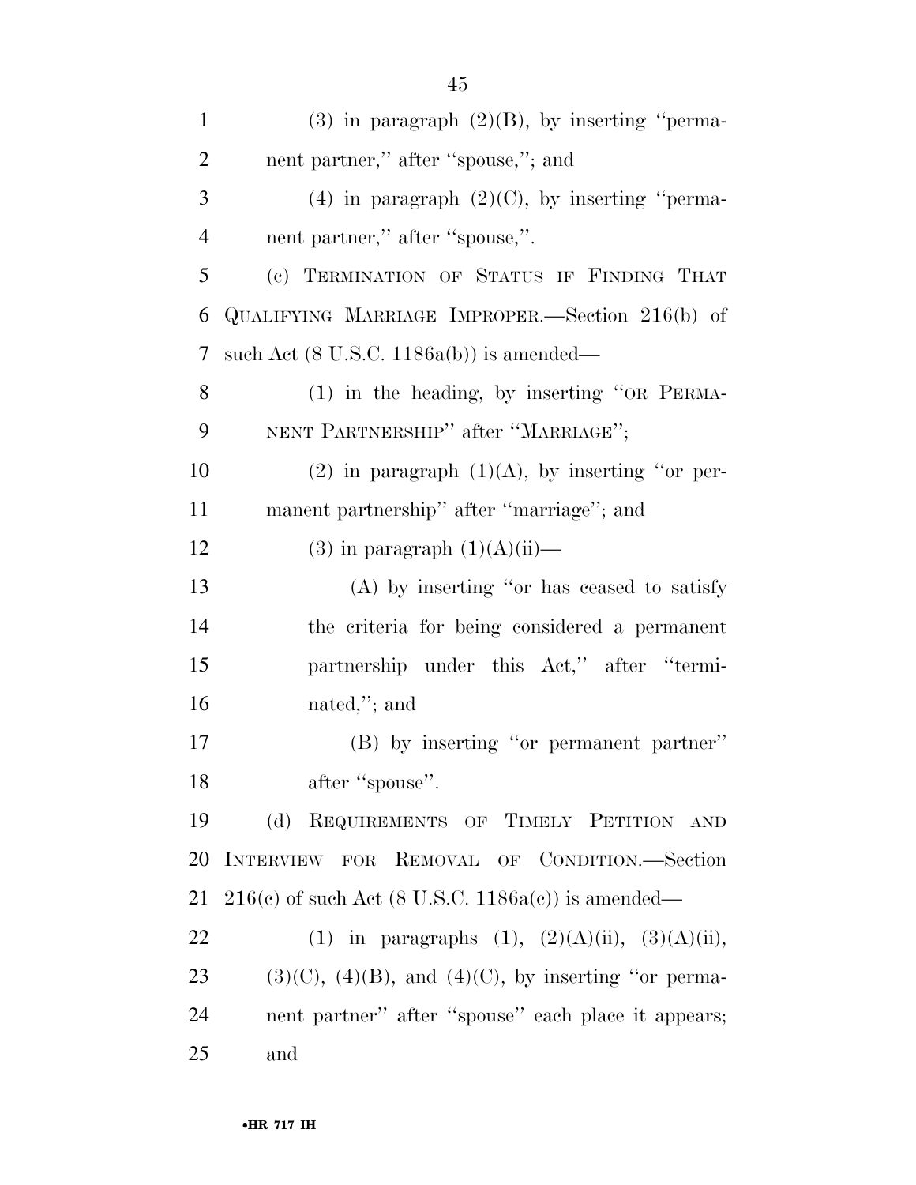(3) in paragraph (2)(B), by inserting ''permanent partner,'' after ''spouse,''; and

(4) in paragraph (2)(C), by inserting ''permanent partner,'' after ''spouse,''.

(c) TERMINATION OF STATUS IF FINDING THAT QUALIFYING MARRIAGE IMPROPER.—Section 216(b) of such Act (8 U.S.C. 1186a(b)) is amended—

(1) in the heading, by inserting ''OR PERMANENT PARTNERSHIP'' after ''MARRIAGE'';

(2) in paragraph (1)(A), by inserting ''or permanent partnership'' after ''marriage''; and

(3) in paragraph (1)(A)(ii)—

(A) by inserting ''or has ceased to satisfy the criteria for being considered a permanent partnership under this Act,'' after ''terminated,''; and

(B) by inserting ''or permanent partner'' after ''spouse''.

(d) REQUIREMENTS OF TIMELY PETITION AND INTERVIEW FOR REMOVAL OF CONDITION.—Section 216(c) of such Act (8 U.S.C. 1186a(c)) is amended—

(1) in paragraphs (1), (2)(A)(ii), (3)(A)(ii), (3)(C), (4)(B), and (4)(C), by inserting ''or permanent partner'' after ''spouse'' each place it appears; and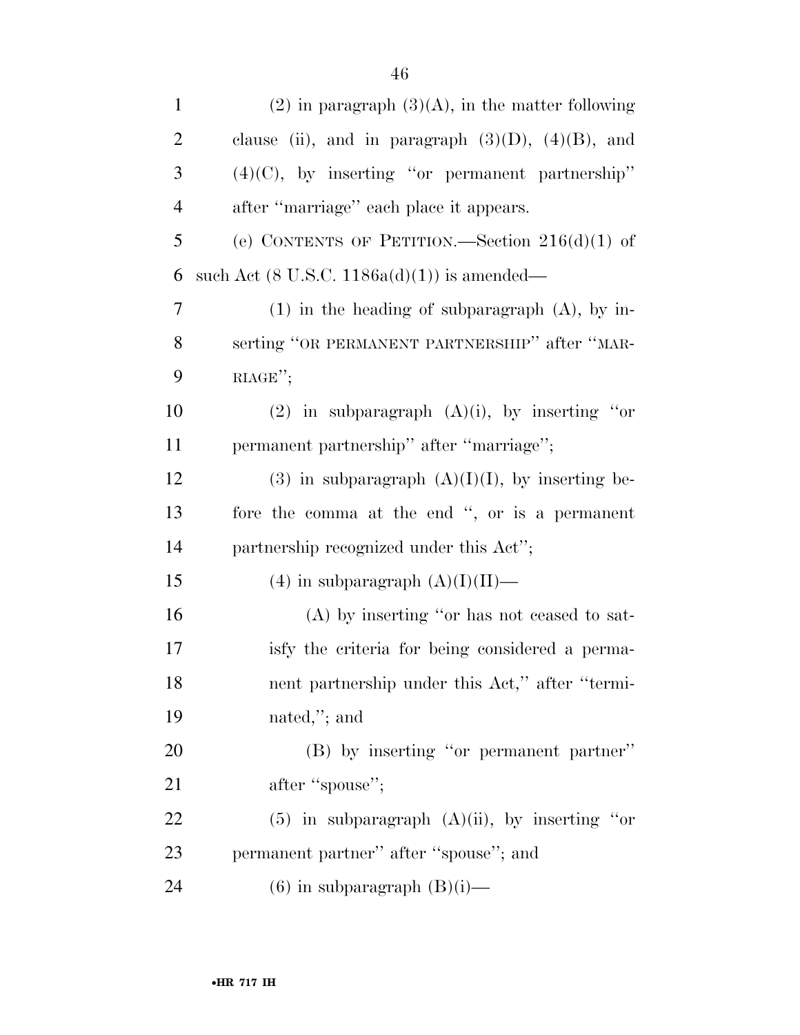(2) in paragraph (3)(A), in the matter following clause (ii), and in paragraph (3)(D), (4)(B), and (4)(C), by inserting "or permanent partnership" after "marriage" each place it appears.

(e) CONTENTS OF PETITION.—Section 216(d)(1) of such Act (8 U.S.C. 1186a(d)(1)) is amended—

(1) in the heading of subparagraph (A), by inserting "OR PERMANENT PARTNERSHIP" after "MARRIAGE";

(2) in subparagraph (A)(i), by inserting "or permanent partnership" after "marriage";

(3) in subparagraph (A)(I)(I), by inserting before the comma at the end ", or is a permanent partnership recognized under this Act";

(4) in subparagraph (A)(I)(II)—

(A) by inserting "or has not ceased to satisfy the criteria for being considered a permanent partnership under this Act," after "terminated,"; and

(B) by inserting "or permanent partner" after "spouse";

(5) in subparagraph (A)(ii), by inserting "or permanent partner" after "spouse"; and

(6) in subparagraph (B)(i)—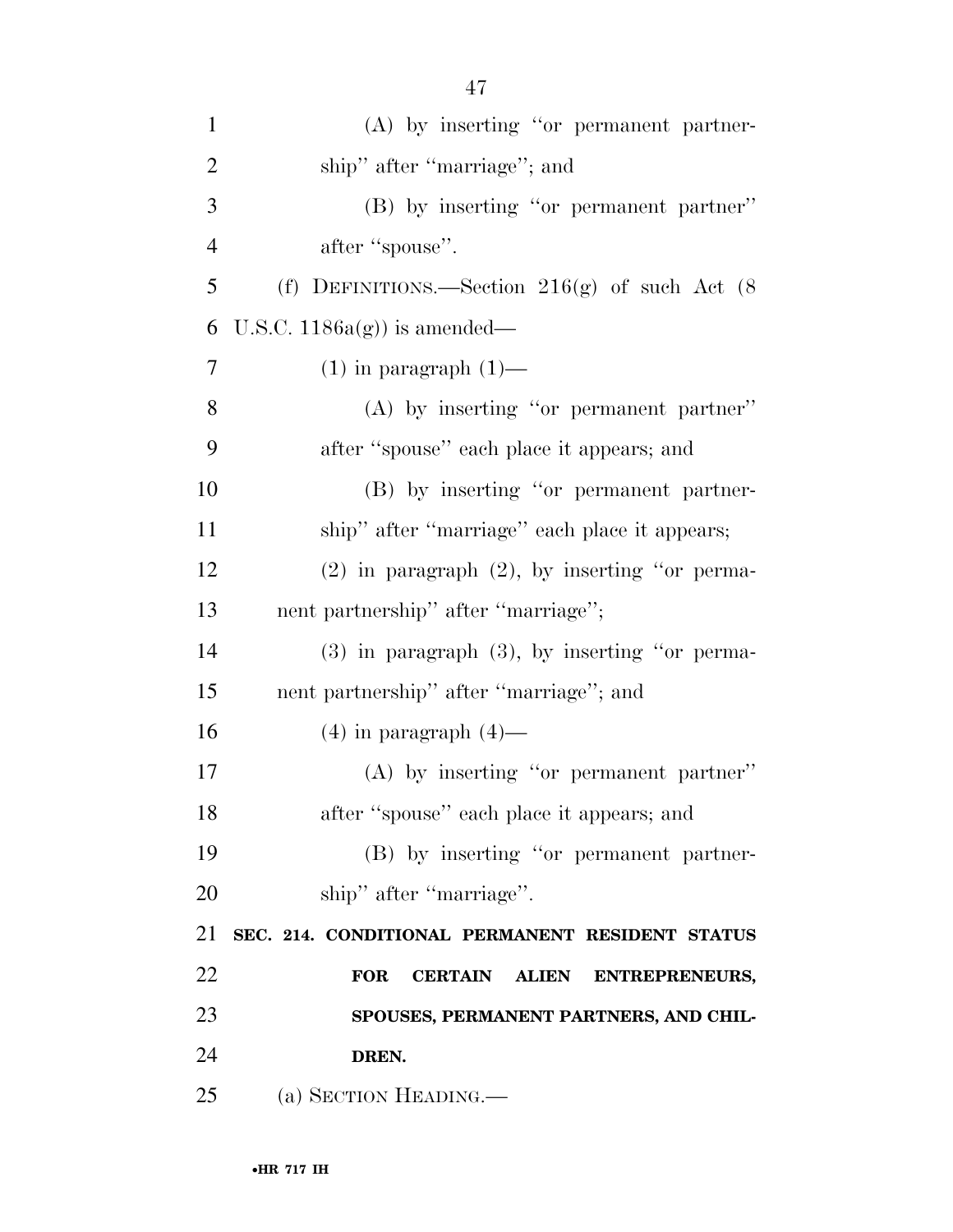(A) by inserting ''or permanent partnership'' after ''marriage''; and

(B) by inserting ''or permanent partner'' after ''spouse''.

(f) DEFINITIONS.—Section 216(g) of such Act (8 U.S.C. 1186a(g)) is amended—

(1) in paragraph (1)—

(A) by inserting ''or permanent partner'' after ''spouse'' each place it appears; and

(B) by inserting ''or permanent partnership'' after ''marriage'' each place it appears;

(2) in paragraph (2), by inserting ''or permanent partnership'' after ''marriage'';

(3) in paragraph (3), by inserting ''or permanent partnership'' after ''marriage''; and

(4) in paragraph (4)—

(A) by inserting ''or permanent partner'' after ''spouse'' each place it appears; and

(B) by inserting ''or permanent partnership'' after ''marriage''.

**SEC. 214. CONDITIONAL PERMANENT RESIDENT STATUS FOR CERTAIN ALIEN ENTREPRENEURS, SPOUSES, PERMANENT PARTNERS, AND CHILDREN.**

(a) SECTION HEADING.—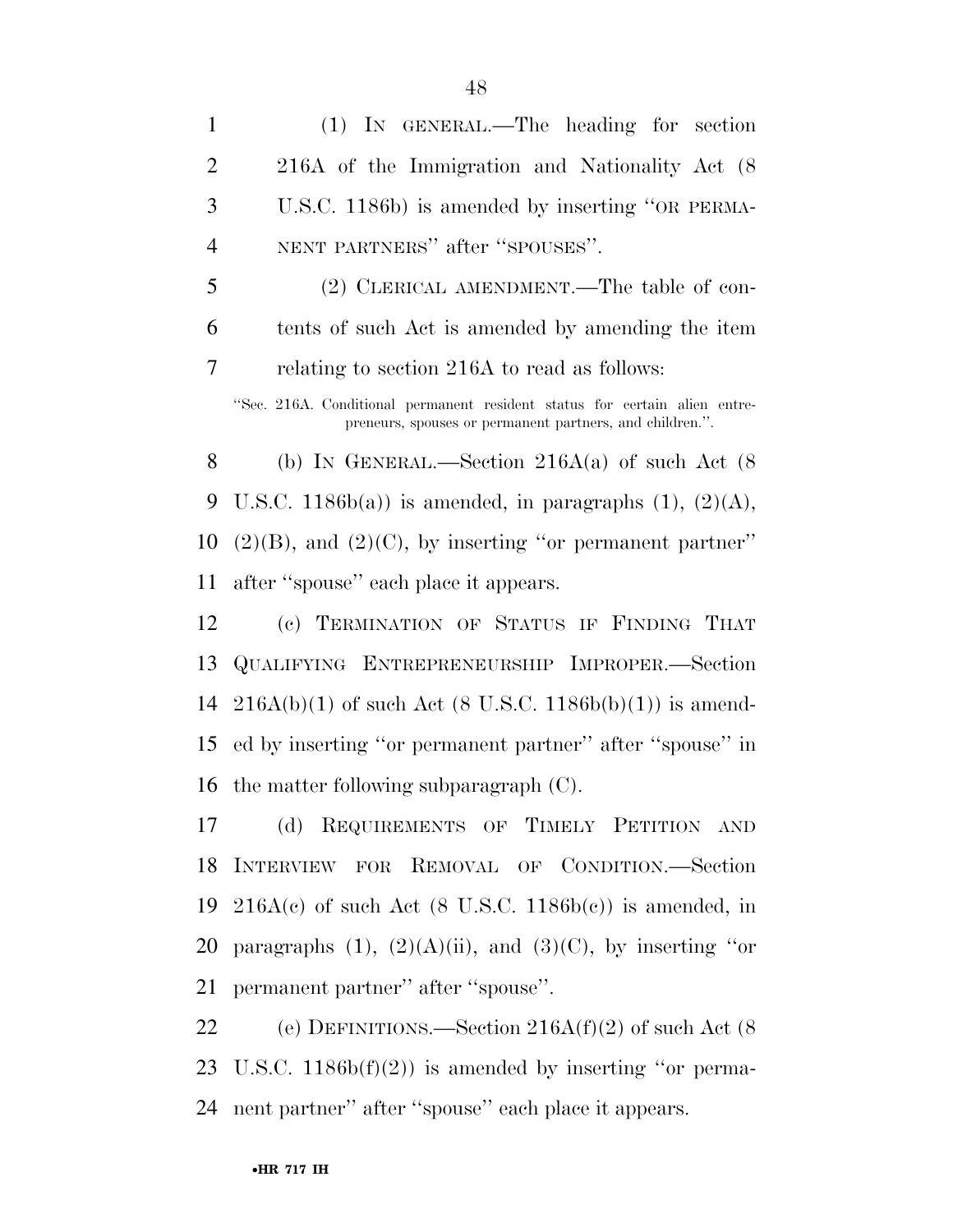(1) IN GENERAL.—The heading for section 216A of the Immigration and Nationality Act (8 U.S.C. 1186b) is amended by inserting ''OR PERMANENT PARTNERS'' after ''SPOUSES''.

(2) CLERICAL AMENDMENT.—The table of contents of such Act is amended by amending the item relating to section 216A to read as follows:

''Sec. 216A. Conditional permanent resident status for certain alien entrepreneurs, spouses or permanent partners, and children.''.

(b) IN GENERAL.—Section 216A(a) of such Act (8 U.S.C. 1186b(a)) is amended, in paragraphs (1), (2)(A), (2)(B), and (2)(C), by inserting ''or permanent partner'' after ''spouse'' each place it appears.

(c) TERMINATION OF STATUS IF FINDING THAT QUALIFYING ENTREPRENEURSHIP IMPROPER.—Section 216A(b)(1) of such Act (8 U.S.C. 1186b(b)(1)) is amended by inserting ''or permanent partner'' after ''spouse'' in the matter following subparagraph (C).

(d) REQUIREMENTS OF TIMELY PETITION AND INTERVIEW FOR REMOVAL OF CONDITION.—Section 216A(c) of such Act (8 U.S.C. 1186b(c)) is amended, in paragraphs (1), (2)(A)(ii), and (3)(C), by inserting ''or permanent partner'' after ''spouse''.

(e) DEFINITIONS.—Section 216A(f)(2) of such Act (8 U.S.C. 1186b(f)(2)) is amended by inserting ''or permanent partner'' after ''spouse'' each place it appears.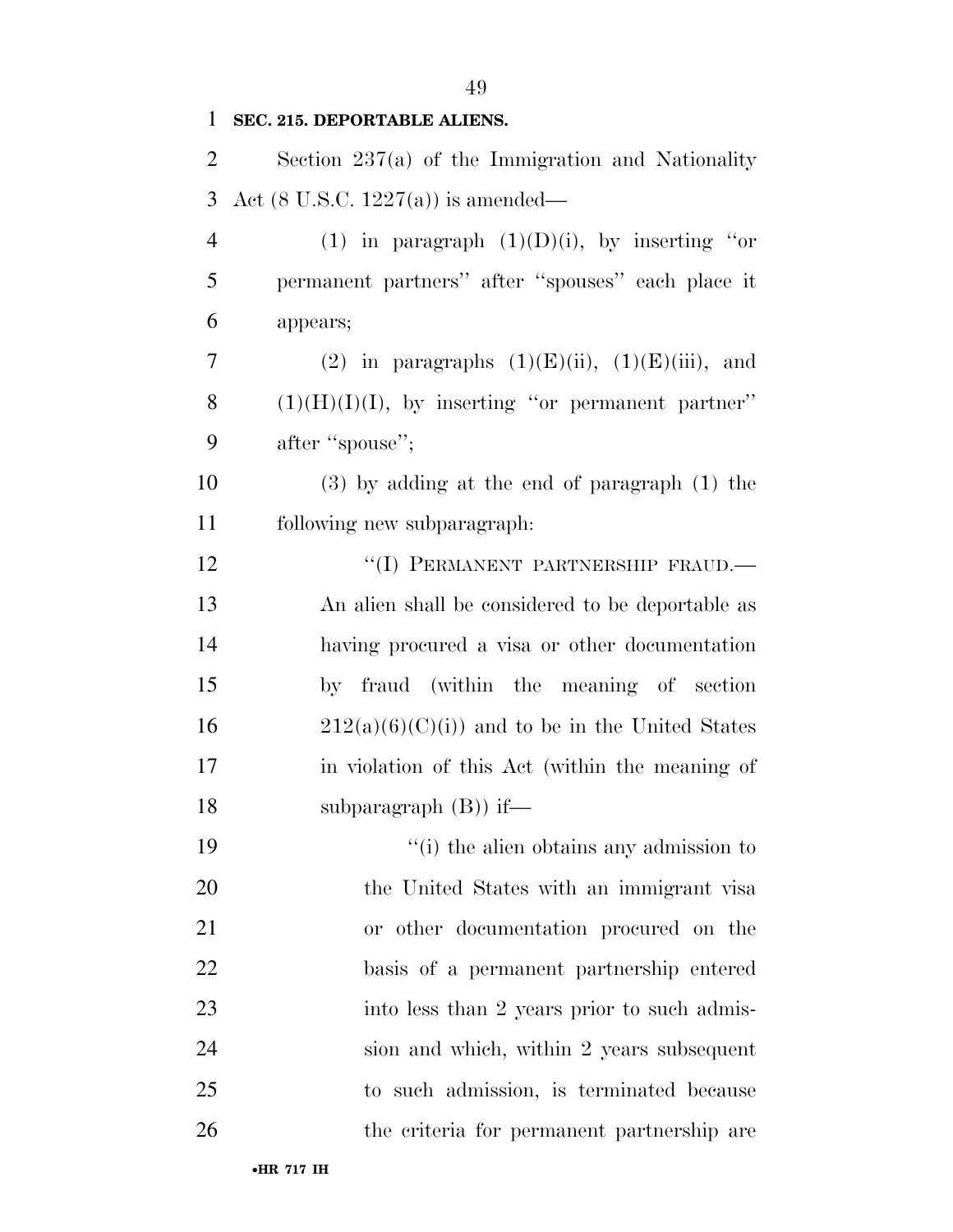**SEC. 215. DEPORTABLE ALIENS.**

Section 237(a) of the Immigration and Nationality Act (8 U.S.C. 1227(a)) is amended—

(1) in paragraph (1)(D)(i), by inserting "or permanent partners" after "spouses" each place it appears;

(2) in paragraphs (1)(E)(ii), (1)(E)(iii), and (1)(H)(I)(I), by inserting "or permanent partner" after "spouse";

(3) by adding at the end of paragraph (1) the following new subparagraph:

"(I) PERMANENT PARTNERSHIP FRAUD.—An alien shall be considered to be deportable as having procured a visa or other documentation by fraud (within the meaning of section 212(a)(6)(C)(i)) and to be in the United States in violation of this Act (within the meaning of subparagraph (B)) if—

"(i) the alien obtains any admission to the United States with an immigrant visa or other documentation procured on the basis of a permanent partnership entered into less than 2 years prior to such admission and which, within 2 years subsequent to such admission, is terminated because the criteria for permanent partnership are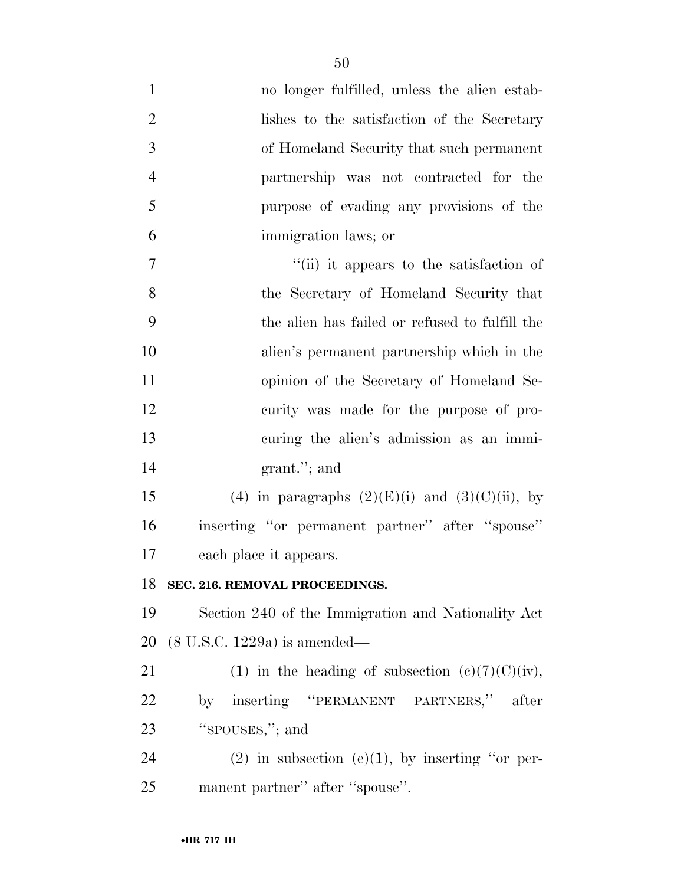no longer fulfilled, unless the alien establishes to the satisfaction of the Secretary of Homeland Security that such permanent partnership was not contracted for the purpose of evading any provisions of the immigration laws; or

"(ii) it appears to the satisfaction of the Secretary of Homeland Security that the alien has failed or refused to fulfill the alien's permanent partnership which in the opinion of the Secretary of Homeland Security was made for the purpose of procuring the alien's admission as an immigrant."; and

(4) in paragraphs (2)(E)(i) and (3)(C)(ii), by inserting "or permanent partner" after "spouse" each place it appears.

**SEC. 216. REMOVAL PROCEEDINGS.**

Section 240 of the Immigration and Nationality Act (8 U.S.C. 1229a) is amended—

(1) in the heading of subsection (c)(7)(C)(iv), by inserting "PERMANENT PARTNERS," after "SPOUSES,"; and

(2) in subsection (e)(1), by inserting "or permanent partner" after "spouse".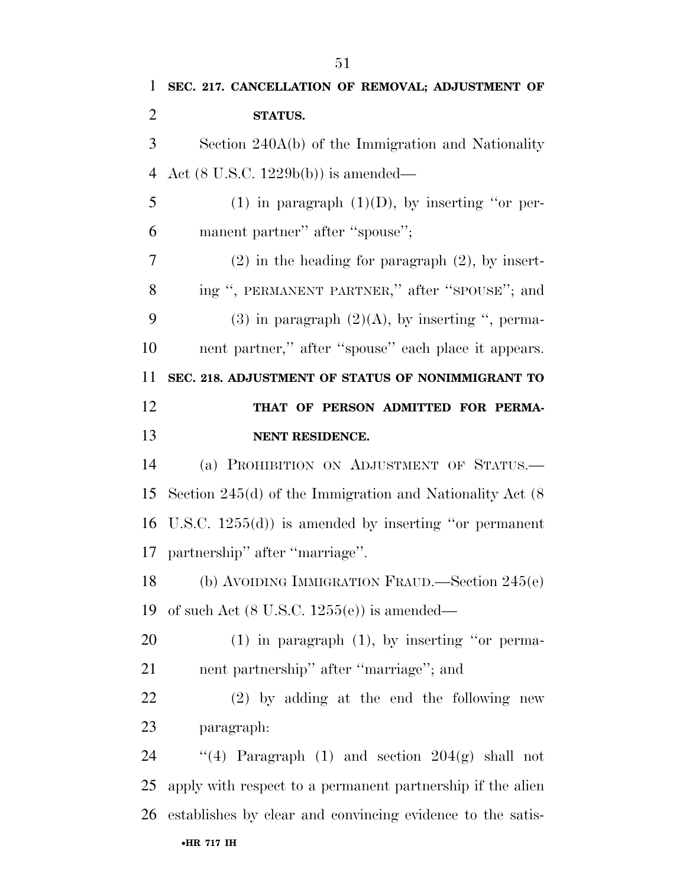**SEC. 217. CANCELLATION OF REMOVAL; ADJUSTMENT OF STATUS.**

Section 240A(b) of the Immigration and Nationality Act (8 U.S.C. 1229b(b)) is amended—

(1) in paragraph (1)(D), by inserting ''or permanent partner'' after ''spouse'';

(2) in the heading for paragraph (2), by inserting '', PERMANENT PARTNER,'' after ''SPOUSE''; and

(3) in paragraph (2)(A), by inserting '', permanent partner,'' after ''spouse'' each place it appears.

**SEC. 218. ADJUSTMENT OF STATUS OF NONIMMIGRANT TO THAT OF PERSON ADMITTED FOR PERMANENT RESIDENCE.**

(a) PROHIBITION ON ADJUSTMENT OF STATUS.—Section 245(d) of the Immigration and Nationality Act (8 U.S.C. 1255(d)) is amended by inserting ''or permanent partnership'' after ''marriage''.

(b) AVOIDING IMMIGRATION FRAUD.—Section 245(e) of such Act (8 U.S.C. 1255(e)) is amended—

(1) in paragraph (1), by inserting ''or permanent partnership'' after ''marriage''; and

(2) by adding at the end the following new paragraph:

''(4) Paragraph (1) and section 204(g) shall not apply with respect to a permanent partnership if the alien establishes by clear and convincing evidence to the satis-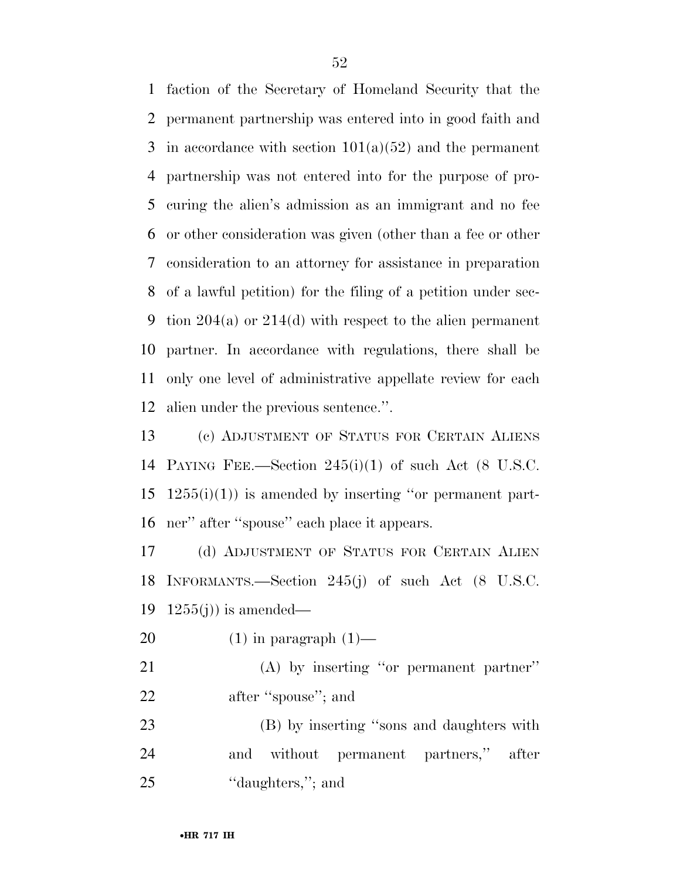faction of the Secretary of Homeland Security that the permanent partnership was entered into in good faith and in accordance with section 101(a)(52) and the permanent partnership was not entered into for the purpose of procuring the alien's admission as an immigrant and no fee or other consideration was given (other than a fee or other consideration to an attorney for assistance in preparation of a lawful petition) for the filing of a petition under section 204(a) or 214(d) with respect to the alien permanent partner. In accordance with regulations, there shall be only one level of administrative appellate review for each alien under the previous sentence.''.

(c) ADJUSTMENT OF STATUS FOR CERTAIN ALIENS PAYING FEE.—Section 245(i)(1) of such Act (8 U.S.C. 1255(i)(1)) is amended by inserting ''or permanent partner'' after ''spouse'' each place it appears.

(d) ADJUSTMENT OF STATUS FOR CERTAIN ALIEN INFORMANTS.—Section 245(j) of such Act (8 U.S.C. 1255(j)) is amended—

(1) in paragraph (1)—

(A) by inserting ''or permanent partner'' after ''spouse''; and

(B) by inserting ''sons and daughters with and without permanent partners,'' after ''daughters,''; and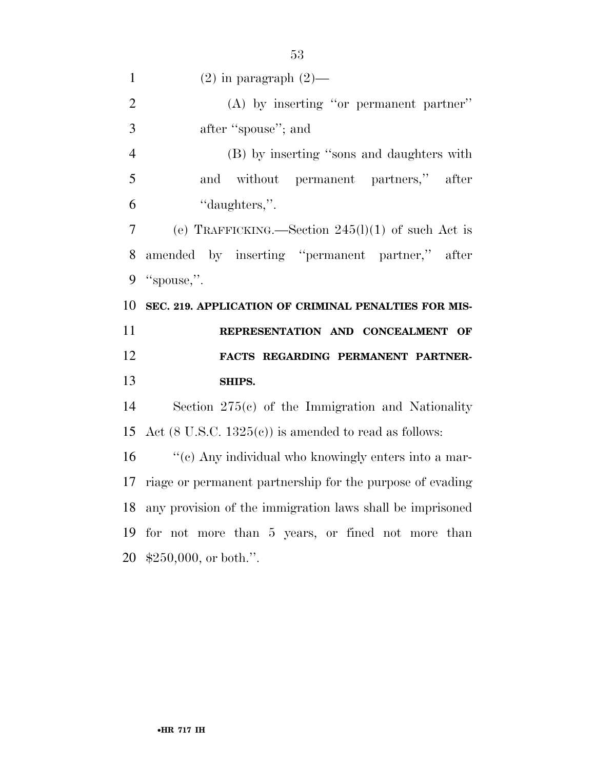(2) in paragraph (2)—

(A) by inserting "or permanent partner" after "spouse"; and

(B) by inserting "sons and daughters with and without permanent partners," after "daughters,".

(e) TRAFFICKING.—Section 245(l)(1) of such Act is amended by inserting "permanent partner," after "spouse,".

**SEC. 219. APPLICATION OF CRIMINAL PENALTIES FOR MISREPRESENTATION AND CONCEALMENT OF FACTS REGARDING PERMANENT PARTNERSHIPS.**

Section 275(c) of the Immigration and Nationality Act (8 U.S.C. 1325(c)) is amended to read as follows:

"(c) Any individual who knowingly enters into a marriage or permanent partnership for the purpose of evading any provision of the immigration laws shall be imprisoned for not more than 5 years, or fined not more than $250,000, or both.".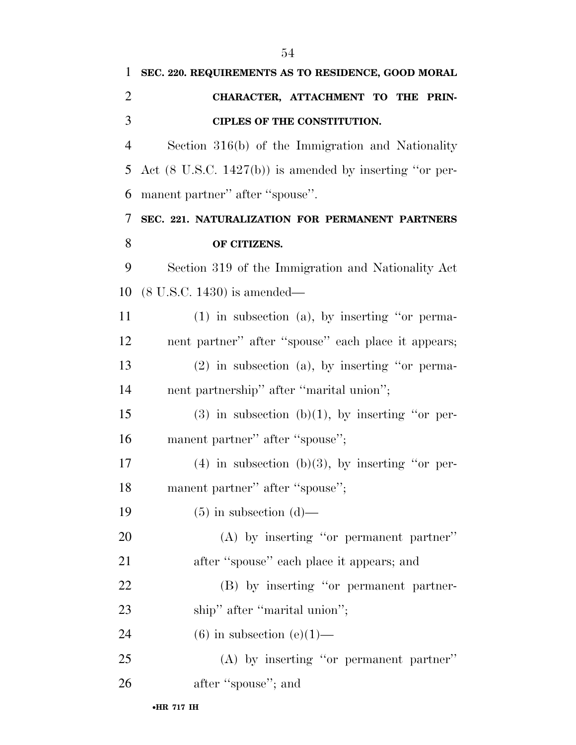**SEC. 220. REQUIREMENTS AS TO RESIDENCE, GOOD MORAL CHARACTER, ATTACHMENT TO THE PRINCIPLES OF THE CONSTITUTION.**

Section 316(b) of the Immigration and Nationality Act (8 U.S.C. 1427(b)) is amended by inserting ''or permanent partner'' after ''spouse''.

**SEC. 221. NATURALIZATION FOR PERMANENT PARTNERS OF CITIZENS.**

Section 319 of the Immigration and Nationality Act (8 U.S.C. 1430) is amended—

(1) in subsection (a), by inserting ''or permanent partner'' after ''spouse'' each place it appears;

(2) in subsection (a), by inserting ''or permanent partnership'' after ''marital union'';

(3) in subsection (b)(1), by inserting ''or permanent partner'' after ''spouse'';

(4) in subsection (b)(3), by inserting ''or permanent partner'' after ''spouse'';

(5) in subsection (d)—

(A) by inserting ''or permanent partner'' after ''spouse'' each place it appears; and

(B) by inserting ''or permanent partnership'' after ''marital union'';

(6) in subsection (e)(1)—

(A) by inserting ''or permanent partner'' after ''spouse''; and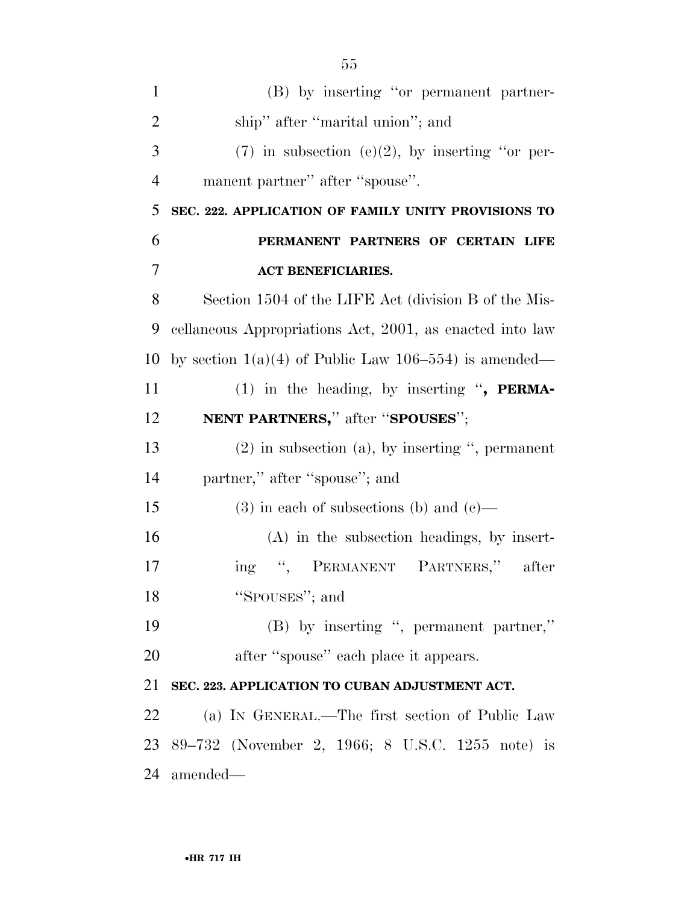(B) by inserting ''or permanent partnership'' after ''marital union''; and

(7) in subsection (e)(2), by inserting ''or permanent partner'' after ''spouse''.

**SEC. 222. APPLICATION OF FAMILY UNITY PROVISIONS TO PERMANENT PARTNERS OF CERTAIN LIFE ACT BENEFICIARIES.**

Section 1504 of the LIFE Act (division B of the Miscellaneous Appropriations Act, 2001, as enacted into law by section 1(a)(4) of Public Law 106–554) is amended—

(1) in the heading, by inserting ''**, PERMANENT PARTNERS,**'' after ''**SPOUSES**'';

(2) in subsection (a), by inserting '', permanent partner,'' after ''spouse''; and

(3) in each of subsections (b) and (c)—

(A) in the subsection headings, by inserting '', PERMANENT PARTNERS,'' after ''SPOUSES''; and

(B) by inserting '', permanent partner,'' after ''spouse'' each place it appears.

**SEC. 223. APPLICATION TO CUBAN ADJUSTMENT ACT.**

(a) IN GENERAL.—The first section of Public Law 89–732 (November 2, 1966; 8 U.S.C. 1255 note) is amended—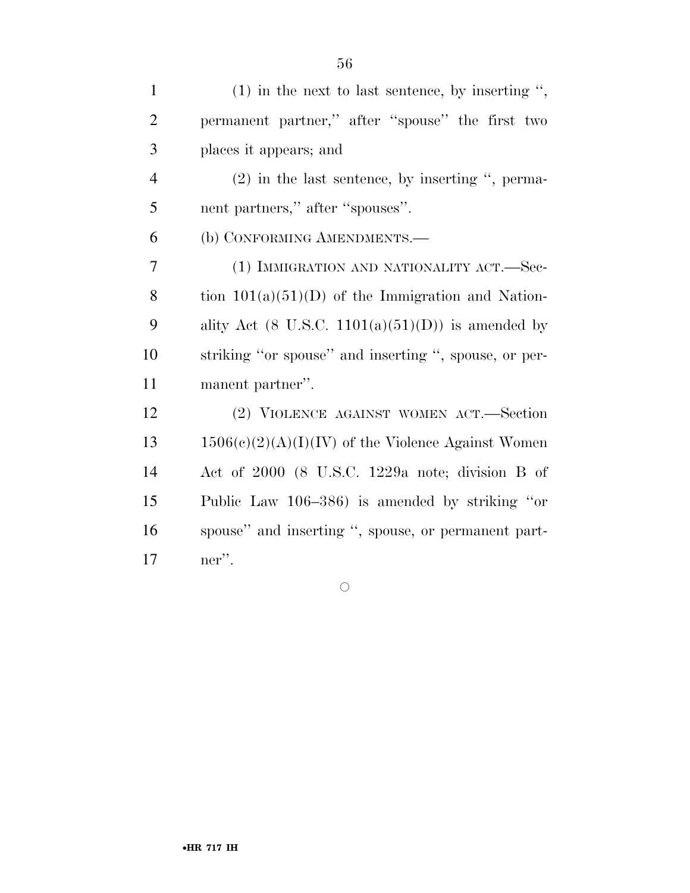(1) in the next to last sentence, by inserting ", permanent partner," after "spouse" the first two places it appears; and

(2) in the last sentence, by inserting ", permanent partners," after "spouses".

(b) CONFORMING AMENDMENTS.—

(1) IMMIGRATION AND NATIONALITY ACT.—Section 101(a)(51)(D) of the Immigration and Nationality Act (8 U.S.C. 1101(a)(51)(D)) is amended by striking "or spouse" and inserting ", spouse, or permanent partner".

(2) VIOLENCE AGAINST WOMEN ACT.—Section 1506(c)(2)(A)(I)(IV) of the Violence Against Women Act of 2000 (8 U.S.C. 1229a note; division B of Public Law 106–386) is amended by striking "or spouse" and inserting ", spouse, or permanent partner".

○